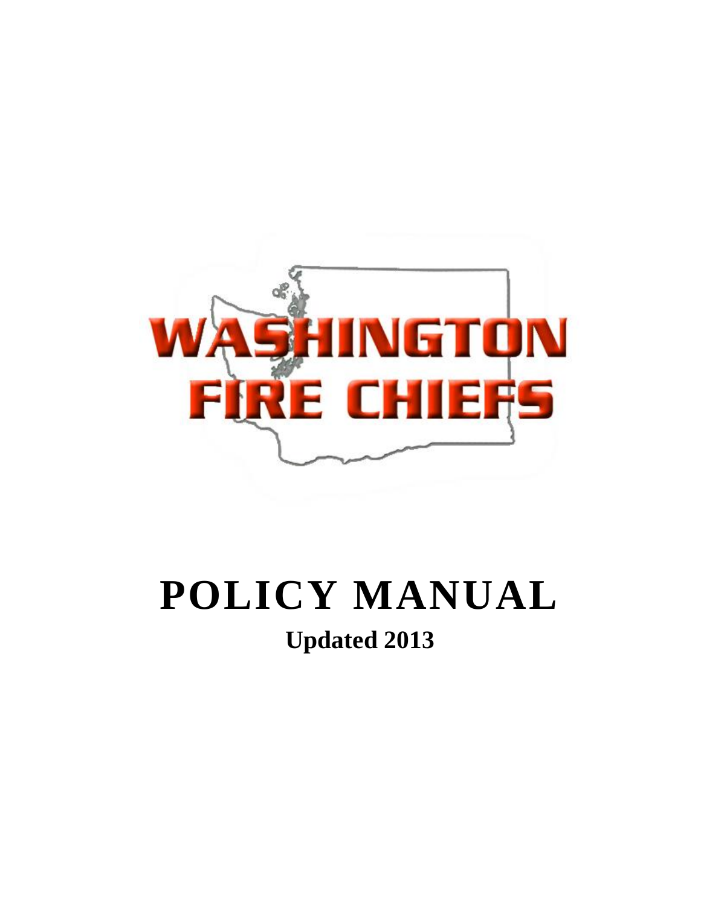WASHINGTON FIRE CHIEFS

# POLICY MANUAL

**Updated 2013**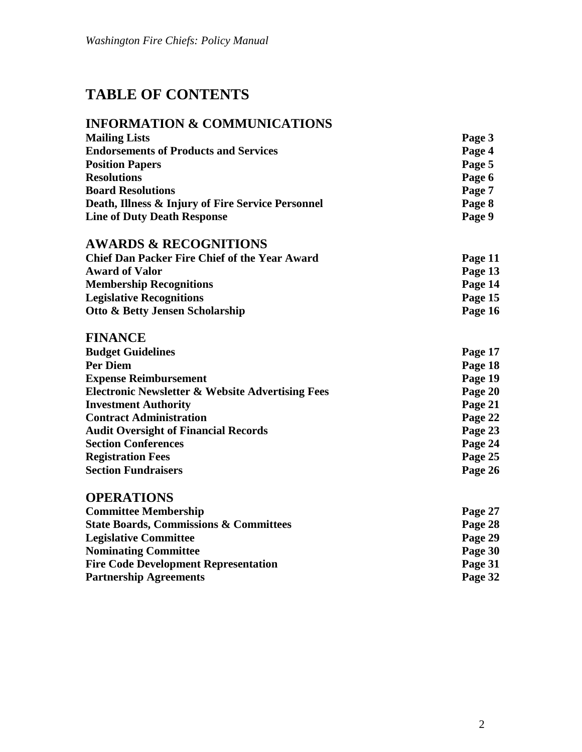# TABLE OF CONTENTS

## INFORMATION & COMMUNICATIONS

| | |
|---|---|
| **Mailing Lists** | **Page 3** |
| **Endorsements of Products and Services** | **Page 4** |
| **Position Papers** | **Page 5** |
| **Resolutions** | **Page 6** |
| **Board Resolutions** | **Page 7** |
| **Death, Illness & Injury of Fire Service Personnel** | **Page 8** |
| **Line of Duty Death Response** | **Page 9** |

## AWARDS & RECOGNITIONS

| | |
|---|---|
| **Chief Dan Packer Fire Chief of the Year Award** | **Page 11** |
| **Award of Valor** | **Page 13** |
| **Membership Recognitions** | **Page 14** |
| **Legislative Recognitions** | **Page 15** |
| **Otto & Betty Jensen Scholarship** | **Page 16** |

## FINANCE

| | |
|---|---|
| **Budget Guidelines** | **Page 17** |
| **Per Diem** | **Page 18** |
| **Expense Reimbursement** | **Page 19** |
| **Electronic Newsletter & Website Advertising Fees** | **Page 20** |
| **Investment Authority** | **Page 21** |
| **Contract Administration** | **Page 22** |
| **Audit Oversight of Financial Records** | **Page 23** |
| **Section Conferences** | **Page 24** |
| **Registration Fees** | **Page 25** |
| **Section Fundraisers** | **Page 26** |

## OPERATIONS

| | |
|---|---|
| **Committee Membership** | **Page 27** |
| **State Boards, Commissions & Committees** | **Page 28** |
| **Legislative Committee** | **Page 29** |
| **Nominating Committee** | **Page 30** |
| **Fire Code Development Representation** | **Page 31** |
| **Partnership Agreements** | **Page 32** |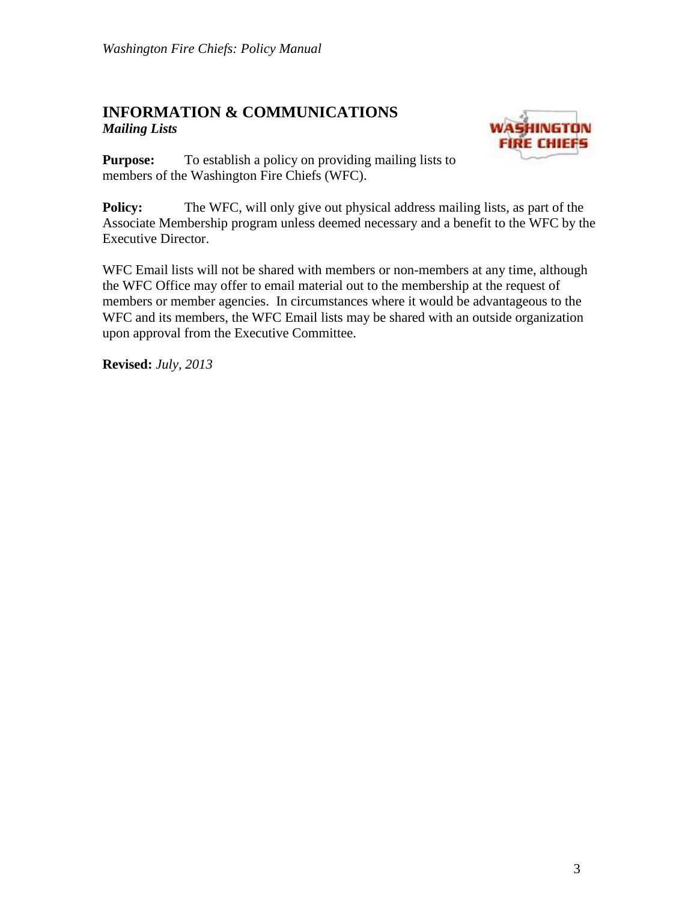## INFORMATION & COMMUNICATIONS
***Mailing Lists***

**Purpose:** To establish a policy on providing mailing lists to members of the Washington Fire Chiefs (WFC).

**Policy:** The WFC, will only give out physical address mailing lists, as part of the Associate Membership program unless deemed necessary and a benefit to the WFC by the Executive Director.

WFC Email lists will not be shared with members or non-members at any time, although the WFC Office may offer to email material out to the membership at the request of members or member agencies. In circumstances where it would be advantageous to the WFC and its members, the WFC Email lists may be shared with an outside organization upon approval from the Executive Committee.

**Revised:** *July, 2013*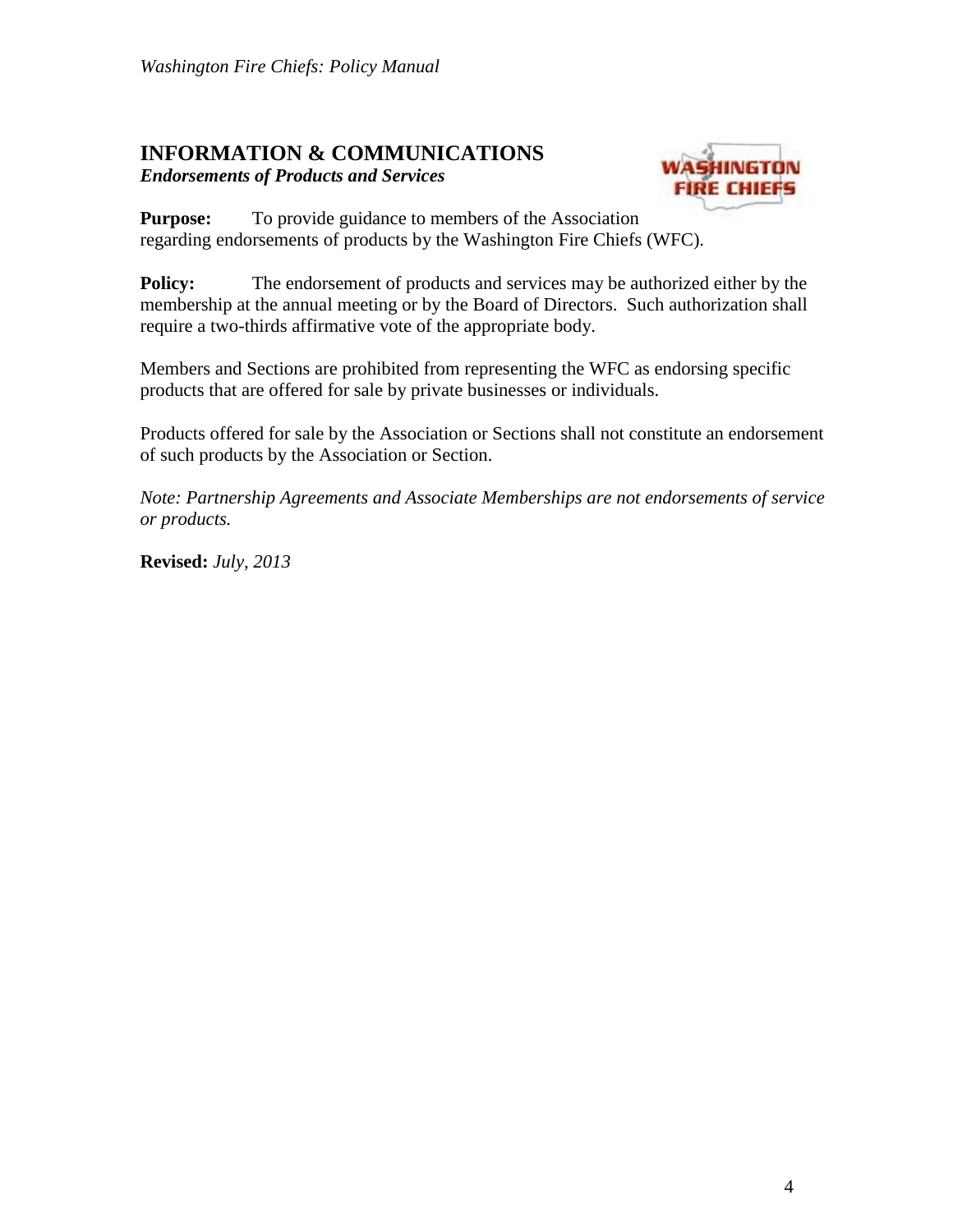## INFORMATION & COMMUNICATIONS

***Endorsements of Products and Services***

**Purpose:** To provide guidance to members of the Association regarding endorsements of products by the Washington Fire Chiefs (WFC).

**Policy:** The endorsement of products and services may be authorized either by the membership at the annual meeting or by the Board of Directors. Such authorization shall require a two-thirds affirmative vote of the appropriate body.

Members and Sections are prohibited from representing the WFC as endorsing specific products that are offered for sale by private businesses or individuals.

Products offered for sale by the Association or Sections shall not constitute an endorsement of such products by the Association or Section.

*Note: Partnership Agreements and Associate Memberships are not endorsements of service or products.*

**Revised:** *July, 2013*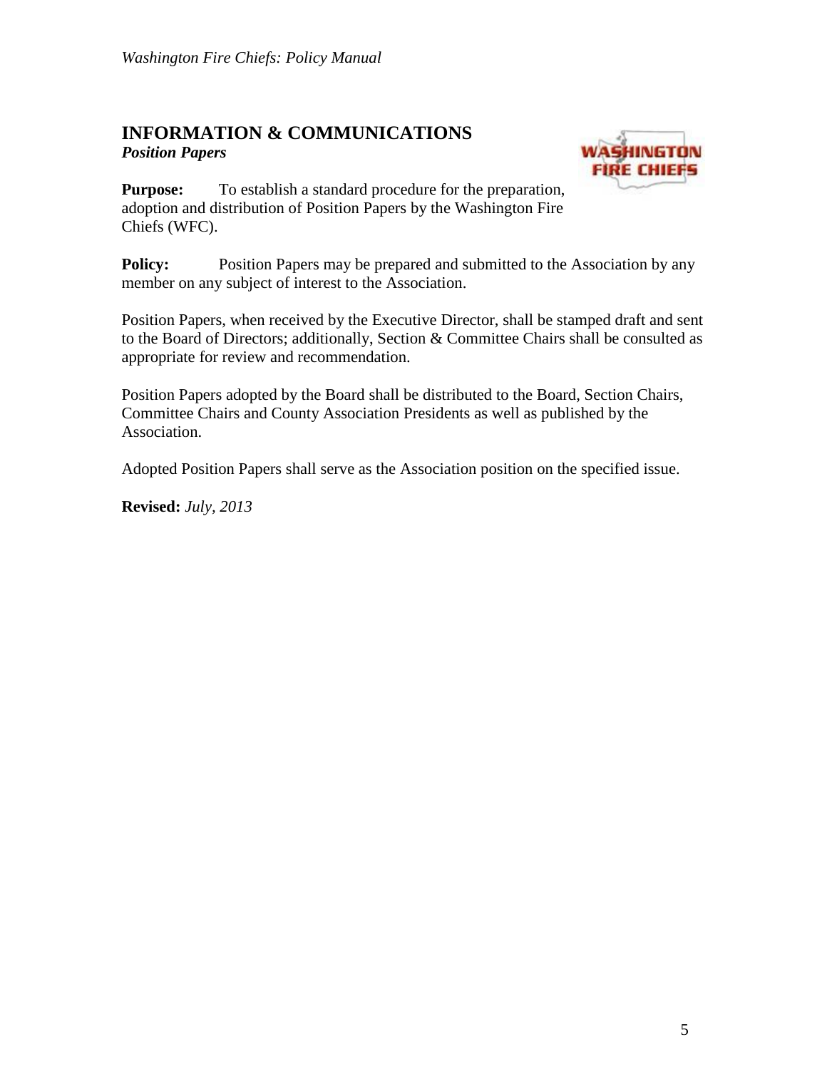## INFORMATION & COMMUNICATIONS

***Position Papers***

**Purpose:** To establish a standard procedure for the preparation, adoption and distribution of Position Papers by the Washington Fire Chiefs (WFC).

**Policy:** Position Papers may be prepared and submitted to the Association by any member on any subject of interest to the Association.

Position Papers, when received by the Executive Director, shall be stamped draft and sent to the Board of Directors; additionally, Section & Committee Chairs shall be consulted as appropriate for review and recommendation.

Position Papers adopted by the Board shall be distributed to the Board, Section Chairs, Committee Chairs and County Association Presidents as well as published by the Association.

Adopted Position Papers shall serve as the Association position on the specified issue.

**Revised:** *July, 2013*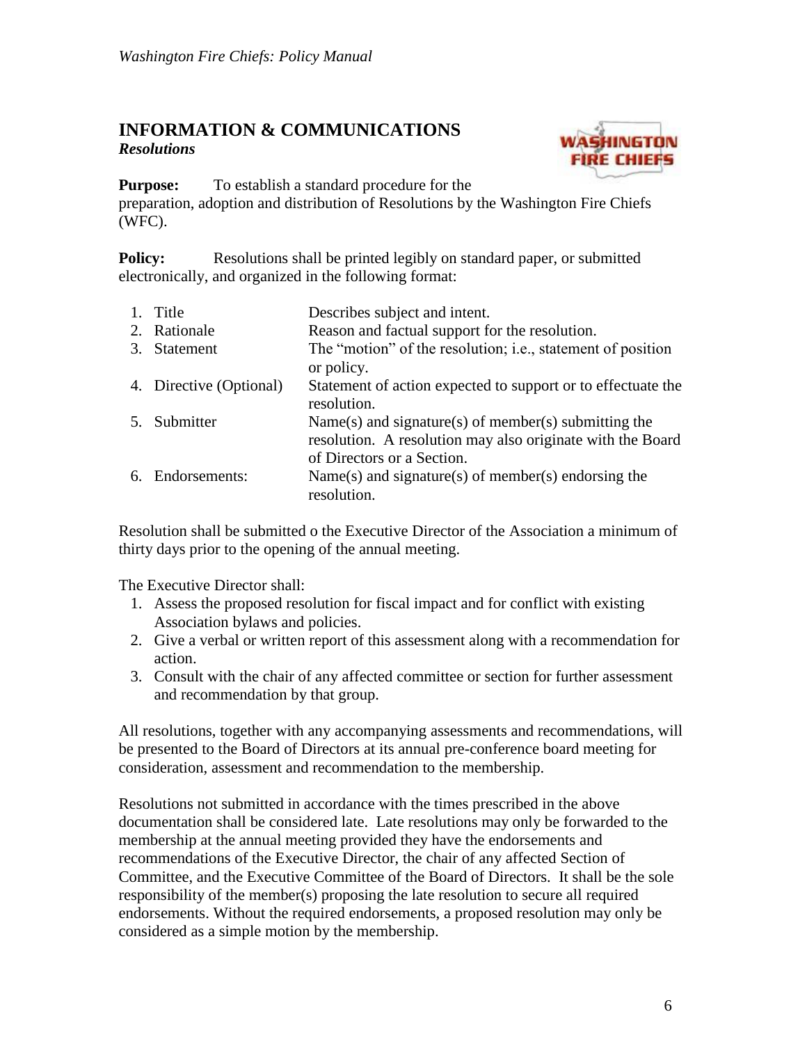## INFORMATION & COMMUNICATIONS

***Resolutions***

**Purpose:** To establish a standard procedure for the preparation, adoption and distribution of Resolutions by the Washington Fire Chiefs (WFC).

**Policy:** Resolutions shall be printed legibly on standard paper, or submitted electronically, and organized in the following format:

1. Title — Describes subject and intent.
2. Rationale — Reason and factual support for the resolution.
3. Statement — The "motion" of the resolution; i.e., statement of position or policy.
4. Directive (Optional) — Statement of action expected to support or to effectuate the resolution.
5. Submitter — Name(s) and signature(s) of member(s) submitting the resolution. A resolution may also originate with the Board of Directors or a Section.
6. Endorsements: — Name(s) and signature(s) of member(s) endorsing the resolution.

Resolution shall be submitted o the Executive Director of the Association a minimum of thirty days prior to the opening of the annual meeting.

The Executive Director shall:

1. Assess the proposed resolution for fiscal impact and for conflict with existing Association bylaws and policies.
2. Give a verbal or written report of this assessment along with a recommendation for action.
3. Consult with the chair of any affected committee or section for further assessment and recommendation by that group.

All resolutions, together with any accompanying assessments and recommendations, will be presented to the Board of Directors at its annual pre-conference board meeting for consideration, assessment and recommendation to the membership.

Resolutions not submitted in accordance with the times prescribed in the above documentation shall be considered late. Late resolutions may only be forwarded to the membership at the annual meeting provided they have the endorsements and recommendations of the Executive Director, the chair of any affected Section of Committee, and the Executive Committee of the Board of Directors. It shall be the sole responsibility of the member(s) proposing the late resolution to secure all required endorsements. Without the required endorsements, a proposed resolution may only be considered as a simple motion by the membership.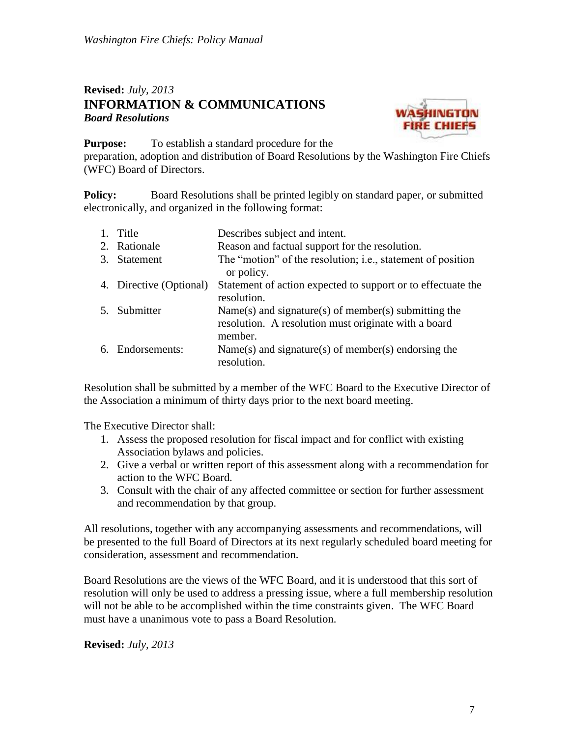**Revised:** *July, 2013*

## INFORMATION & COMMUNICATIONS

### *Board Resolutions*

**Purpose:** To establish a standard procedure for the preparation, adoption and distribution of Board Resolutions by the Washington Fire Chiefs (WFC) Board of Directors.

**Policy:** Board Resolutions shall be printed legibly on standard paper, or submitted electronically, and organized in the following format:

| | |
|---|---|
| 1. Title | Describes subject and intent. |
| 2. Rationale | Reason and factual support for the resolution. |
| 3. Statement | The "motion" of the resolution; i.e., statement of position or policy. |
| 4. Directive (Optional) | Statement of action expected to support or to effectuate the resolution. |
| 5. Submitter | Name(s) and signature(s) of member(s) submitting the resolution. A resolution must originate with a board member. |
| 6. Endorsements: | Name(s) and signature(s) of member(s) endorsing the resolution. |

Resolution shall be submitted by a member of the WFC Board to the Executive Director of the Association a minimum of thirty days prior to the next board meeting.

The Executive Director shall:

1. Assess the proposed resolution for fiscal impact and for conflict with existing Association bylaws and policies.
2. Give a verbal or written report of this assessment along with a recommendation for action to the WFC Board.
3. Consult with the chair of any affected committee or section for further assessment and recommendation by that group.

All resolutions, together with any accompanying assessments and recommendations, will be presented to the full Board of Directors at its next regularly scheduled board meeting for consideration, assessment and recommendation.

Board Resolutions are the views of the WFC Board, and it is understood that this sort of resolution will only be used to address a pressing issue, where a full membership resolution will not be able to be accomplished within the time constraints given. The WFC Board must have a unanimous vote to pass a Board Resolution.

**Revised:** *July, 2013*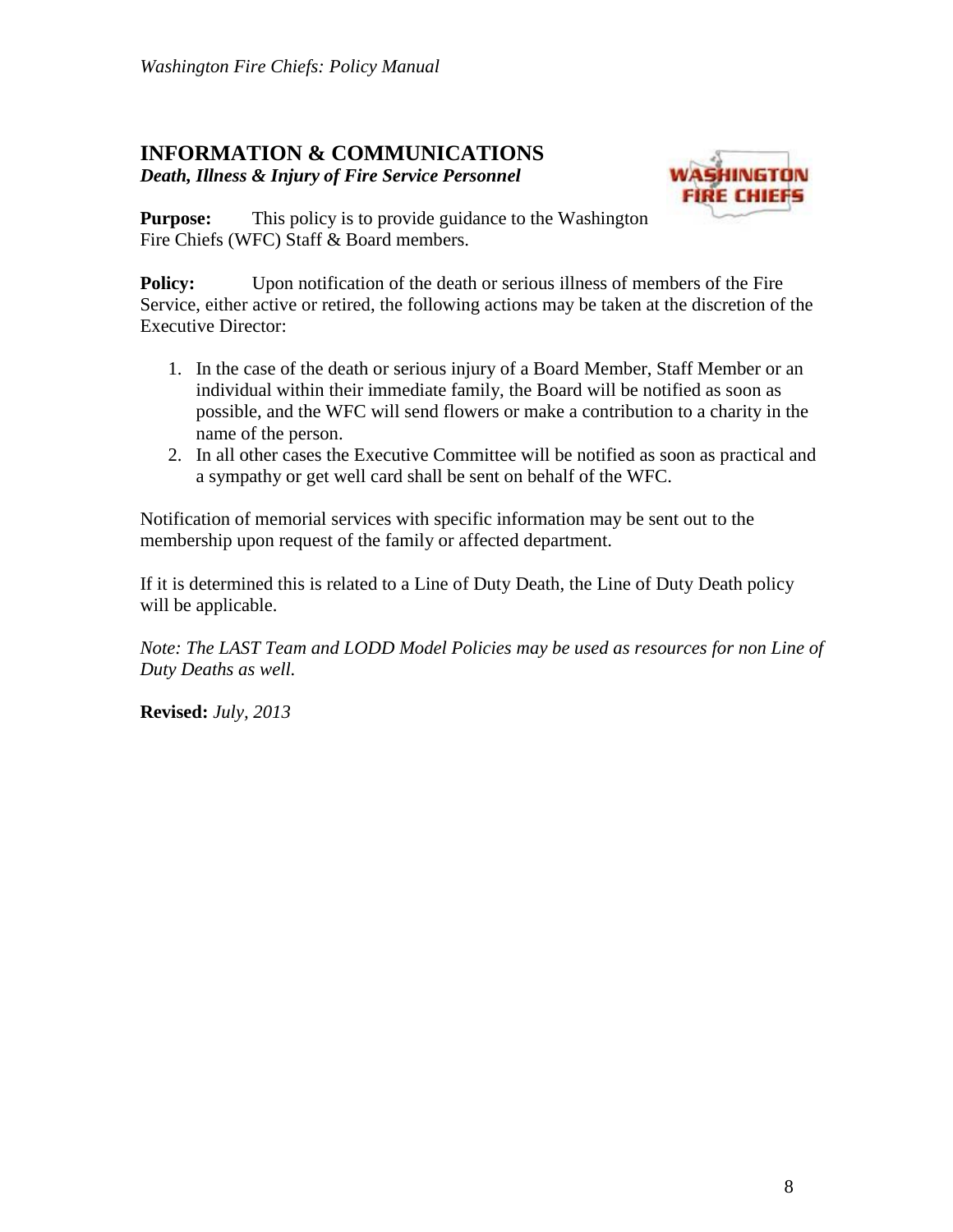## INFORMATION & COMMUNICATIONS

***Death, Illness & Injury of Fire Service Personnel***

**Purpose:** This policy is to provide guidance to the Washington Fire Chiefs (WFC) Staff & Board members.

**Policy:** Upon notification of the death or serious illness of members of the Fire Service, either active or retired, the following actions may be taken at the discretion of the Executive Director:

1. In the case of the death or serious injury of a Board Member, Staff Member or an individual within their immediate family, the Board will be notified as soon as possible, and the WFC will send flowers or make a contribution to a charity in the name of the person.
2. In all other cases the Executive Committee will be notified as soon as practical and a sympathy or get well card shall be sent on behalf of the WFC.

Notification of memorial services with specific information may be sent out to the membership upon request of the family or affected department.

If it is determined this is related to a Line of Duty Death, the Line of Duty Death policy will be applicable.

*Note: The LAST Team and LODD Model Policies may be used as resources for non Line of Duty Deaths as well.*

**Revised:** *July, 2013*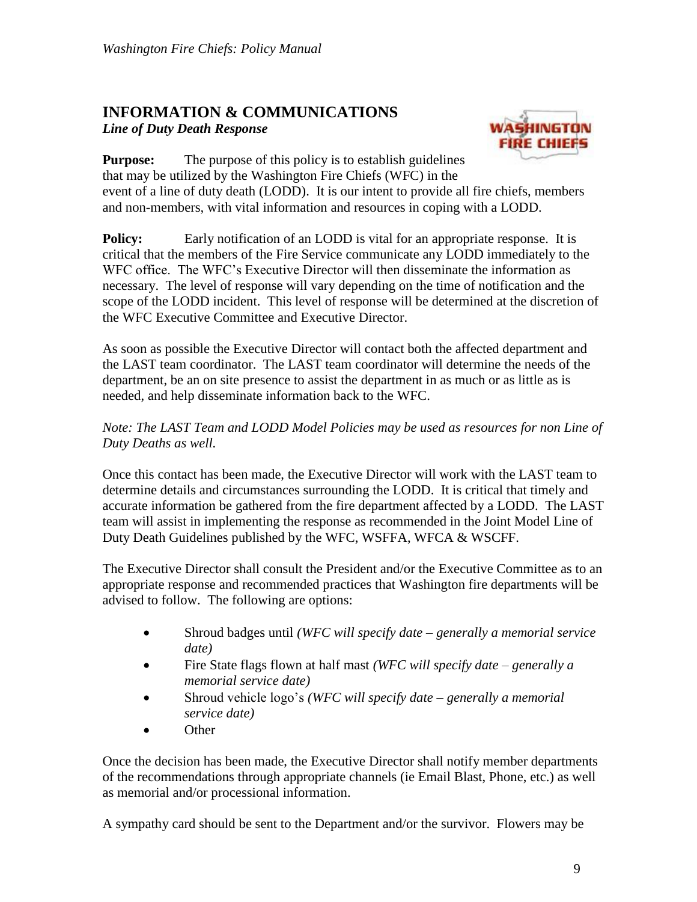## INFORMATION & COMMUNICATIONS

***Line of Duty Death Response***

**Purpose:** The purpose of this policy is to establish guidelines that may be utilized by the Washington Fire Chiefs (WFC) in the event of a line of duty death (LODD). It is our intent to provide all fire chiefs, members and non-members, with vital information and resources in coping with a LODD.

**Policy:** Early notification of an LODD is vital for an appropriate response. It is critical that the members of the Fire Service communicate any LODD immediately to the WFC office. The WFC's Executive Director will then disseminate the information as necessary. The level of response will vary depending on the time of notification and the scope of the LODD incident. This level of response will be determined at the discretion of the WFC Executive Committee and Executive Director.

As soon as possible the Executive Director will contact both the affected department and the LAST team coordinator. The LAST team coordinator will determine the needs of the department, be an on site presence to assist the department in as much or as little as is needed, and help disseminate information back to the WFC.

*Note: The LAST Team and LODD Model Policies may be used as resources for non Line of Duty Deaths as well.*

Once this contact has been made, the Executive Director will work with the LAST team to determine details and circumstances surrounding the LODD. It is critical that timely and accurate information be gathered from the fire department affected by a LODD. The LAST team will assist in implementing the response as recommended in the Joint Model Line of Duty Death Guidelines published by the WFC, WSFFA, WFCA & WSCFF.

The Executive Director shall consult the President and/or the Executive Committee as to an appropriate response and recommended practices that Washington fire departments will be advised to follow. The following are options:

- Shroud badges until *(WFC will specify date – generally a memorial service date)*
- Fire State flags flown at half mast *(WFC will specify date – generally a memorial service date)*
- Shroud vehicle logo's *(WFC will specify date – generally a memorial service date)*
- Other

Once the decision has been made, the Executive Director shall notify member departments of the recommendations through appropriate channels (ie Email Blast, Phone, etc.) as well as memorial and/or processional information.

A sympathy card should be sent to the Department and/or the survivor. Flowers may be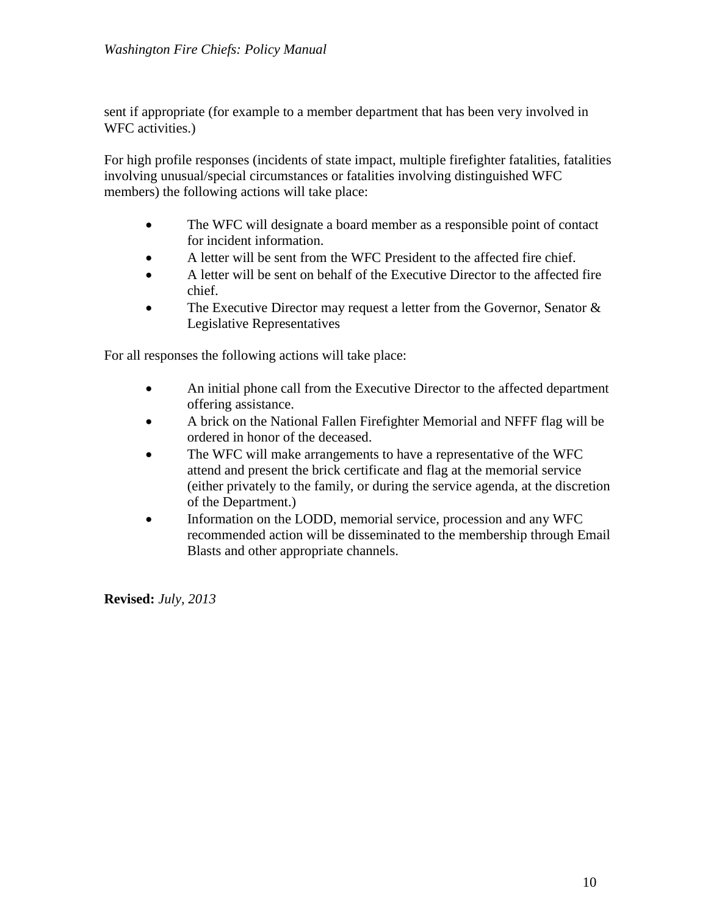sent if appropriate (for example to a member department that has been very involved in WFC activities.)

For high profile responses (incidents of state impact, multiple firefighter fatalities, fatalities involving unusual/special circumstances or fatalities involving distinguished WFC members) the following actions will take place:

- The WFC will designate a board member as a responsible point of contact for incident information.
- A letter will be sent from the WFC President to the affected fire chief.
- A letter will be sent on behalf of the Executive Director to the affected fire chief.
- The Executive Director may request a letter from the Governor, Senator & Legislative Representatives

For all responses the following actions will take place:

- An initial phone call from the Executive Director to the affected department offering assistance.
- A brick on the National Fallen Firefighter Memorial and NFFF flag will be ordered in honor of the deceased.
- The WFC will make arrangements to have a representative of the WFC attend and present the brick certificate and flag at the memorial service (either privately to the family, or during the service agenda, at the discretion of the Department.)
- Information on the LODD, memorial service, procession and any WFC recommended action will be disseminated to the membership through Email Blasts and other appropriate channels.

**Revised:** *July, 2013*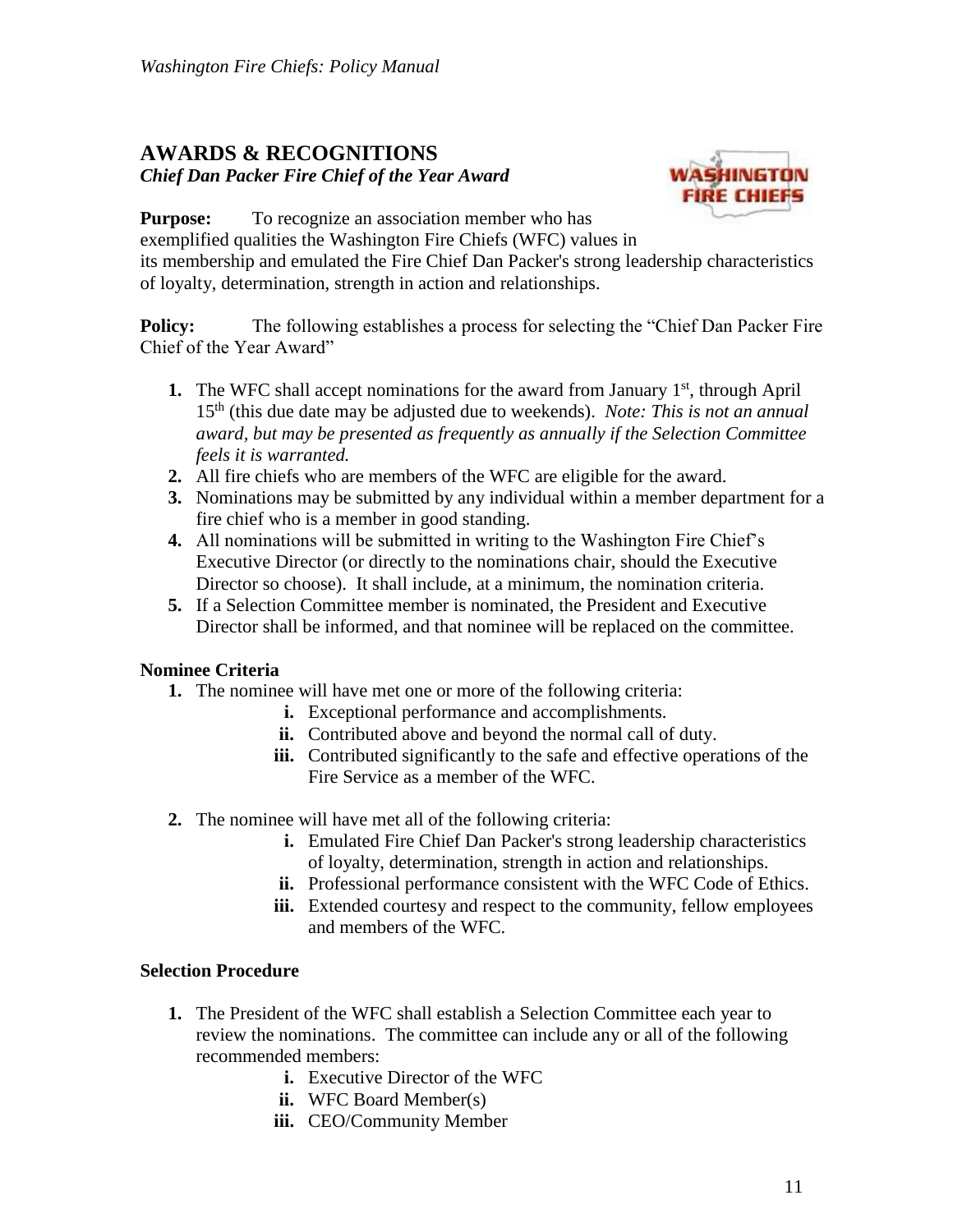## AWARDS & RECOGNITIONS

### *Chief Dan Packer Fire Chief of the Year Award*

**Purpose:** To recognize an association member who has exemplified qualities the Washington Fire Chiefs (WFC) values in its membership and emulated the Fire Chief Dan Packer's strong leadership characteristics of loyalty, determination, strength in action and relationships.

**Policy:** The following establishes a process for selecting the "Chief Dan Packer Fire Chief of the Year Award"

1. The WFC shall accept nominations for the award from January 1st, through April 15th (this due date may be adjusted due to weekends). *Note: This is not an annual award, but may be presented as frequently as annually if the Selection Committee feels it is warranted.*
2. All fire chiefs who are members of the WFC are eligible for the award.
3. Nominations may be submitted by any individual within a member department for a fire chief who is a member in good standing.
4. All nominations will be submitted in writing to the Washington Fire Chief's Executive Director (or directly to the nominations chair, should the Executive Director so choose). It shall include, at a minimum, the nomination criteria.
5. If a Selection Committee member is nominated, the President and Executive Director shall be informed, and that nominee will be replaced on the committee.

**Nominee Criteria**

1. The nominee will have met one or more of the following criteria:
   - i. Exceptional performance and accomplishments.
   - ii. Contributed above and beyond the normal call of duty.
   - iii. Contributed significantly to the safe and effective operations of the Fire Service as a member of the WFC.
2. The nominee will have met all of the following criteria:
   - i. Emulated Fire Chief Dan Packer's strong leadership characteristics of loyalty, determination, strength in action and relationships.
   - ii. Professional performance consistent with the WFC Code of Ethics.
   - iii. Extended courtesy and respect to the community, fellow employees and members of the WFC.

**Selection Procedure**

1. The President of the WFC shall establish a Selection Committee each year to review the nominations. The committee can include any or all of the following recommended members:
   - i. Executive Director of the WFC
   - ii. WFC Board Member(s)
   - iii. CEO/Community Member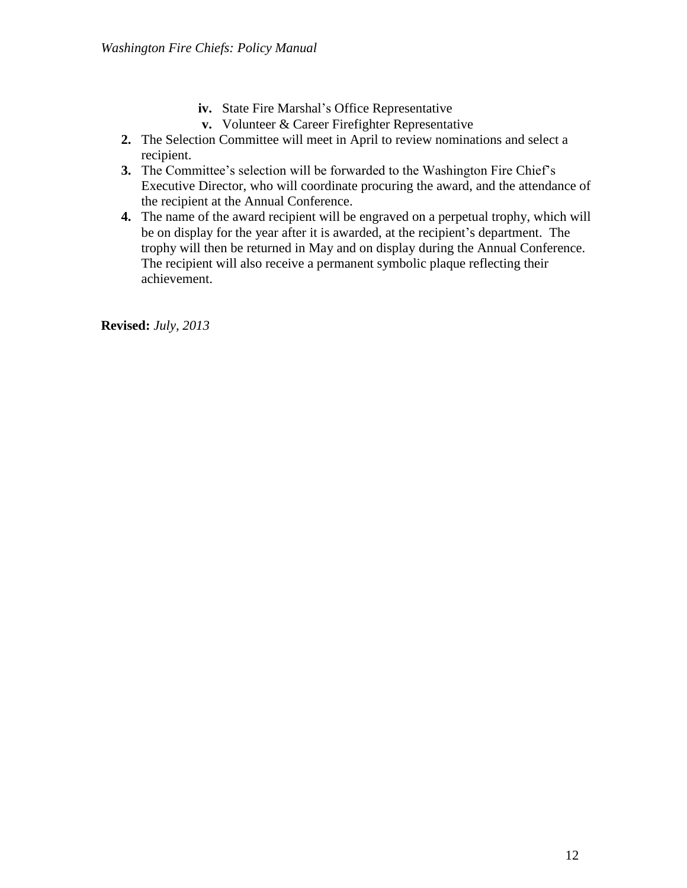- **iv.** State Fire Marshal's Office Representative
   - **v.** Volunteer & Career Firefighter Representative
2. The Selection Committee will meet in April to review nominations and select a recipient.
3. The Committee's selection will be forwarded to the Washington Fire Chief's Executive Director, who will coordinate procuring the award, and the attendance of the recipient at the Annual Conference.
4. The name of the award recipient will be engraved on a perpetual trophy, which will be on display for the year after it is awarded, at the recipient's department. The trophy will then be returned in May and on display during the Annual Conference. The recipient will also receive a permanent symbolic plaque reflecting their achievement.

**Revised:** *July, 2013*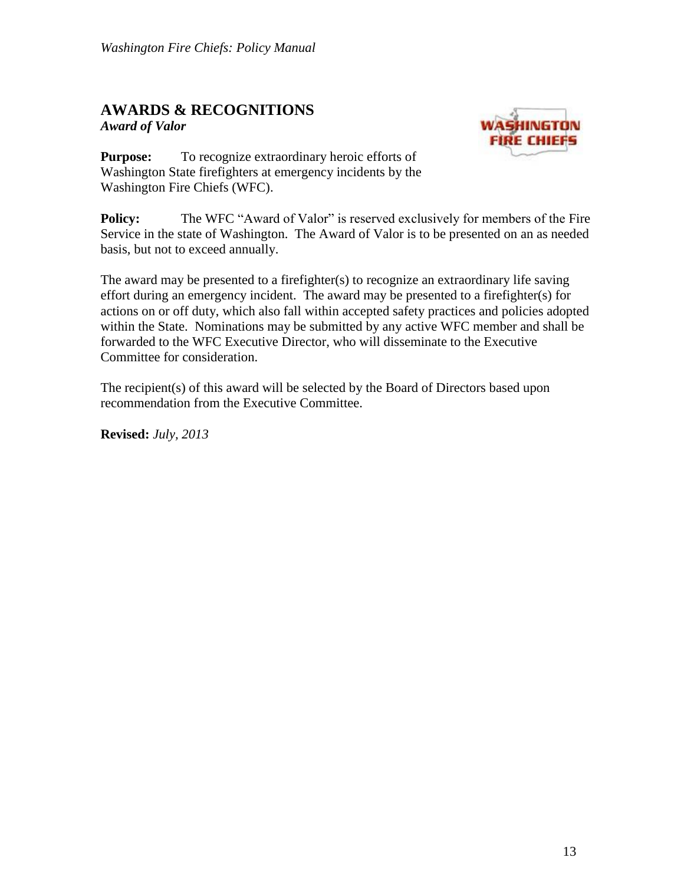## AWARDS & RECOGNITIONS

***Award of Valor***

**Purpose:** To recognize extraordinary heroic efforts of Washington State firefighters at emergency incidents by the Washington Fire Chiefs (WFC).

**Policy:** The WFC "Award of Valor" is reserved exclusively for members of the Fire Service in the state of Washington. The Award of Valor is to be presented on an as needed basis, but not to exceed annually.

The award may be presented to a firefighter(s) to recognize an extraordinary life saving effort during an emergency incident. The award may be presented to a firefighter(s) for actions on or off duty, which also fall within accepted safety practices and policies adopted within the State. Nominations may be submitted by any active WFC member and shall be forwarded to the WFC Executive Director, who will disseminate to the Executive Committee for consideration.

The recipient(s) of this award will be selected by the Board of Directors based upon recommendation from the Executive Committee.

**Revised:** *July, 2013*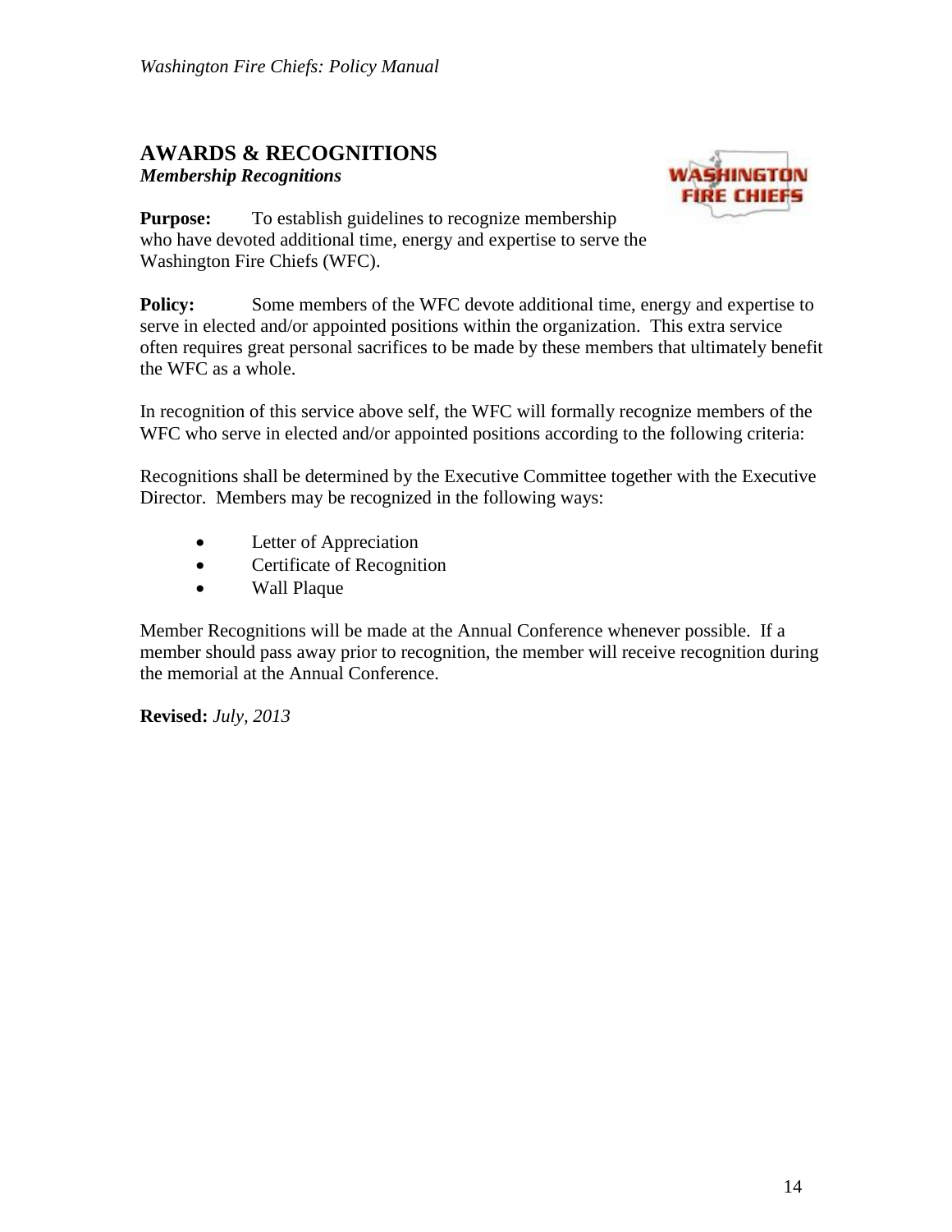## AWARDS & RECOGNITIONS

***Membership Recognitions***

**Purpose:** To establish guidelines to recognize membership who have devoted additional time, energy and expertise to serve the Washington Fire Chiefs (WFC).

**Policy:** Some members of the WFC devote additional time, energy and expertise to serve in elected and/or appointed positions within the organization. This extra service often requires great personal sacrifices to be made by these members that ultimately benefit the WFC as a whole.

In recognition of this service above self, the WFC will formally recognize members of the WFC who serve in elected and/or appointed positions according to the following criteria:

Recognitions shall be determined by the Executive Committee together with the Executive Director. Members may be recognized in the following ways:

- Letter of Appreciation
- Certificate of Recognition
- Wall Plaque

Member Recognitions will be made at the Annual Conference whenever possible. If a member should pass away prior to recognition, the member will receive recognition during the memorial at the Annual Conference.

**Revised:** *July, 2013*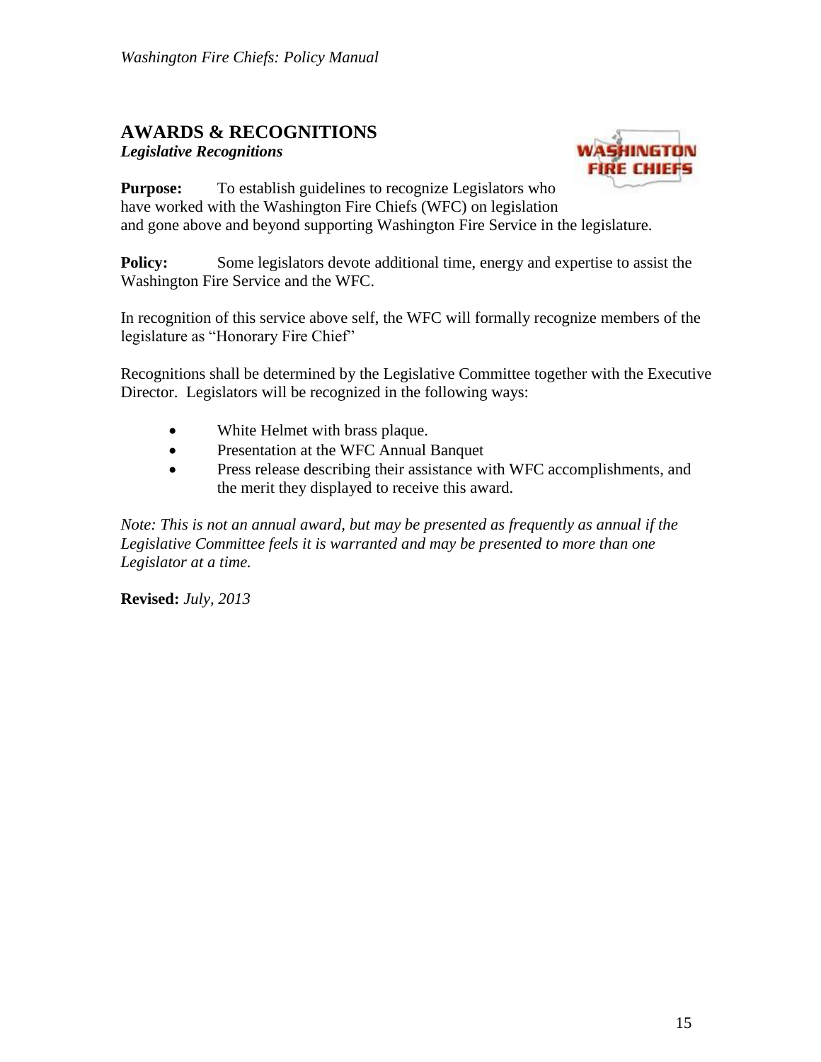## AWARDS & RECOGNITIONS

***Legislative Recognitions***

**Purpose:** To establish guidelines to recognize Legislators who have worked with the Washington Fire Chiefs (WFC) on legislation and gone above and beyond supporting Washington Fire Service in the legislature.

**Policy:** Some legislators devote additional time, energy and expertise to assist the Washington Fire Service and the WFC.

In recognition of this service above self, the WFC will formally recognize members of the legislature as "Honorary Fire Chief"

Recognitions shall be determined by the Legislative Committee together with the Executive Director. Legislators will be recognized in the following ways:

- White Helmet with brass plaque.
- Presentation at the WFC Annual Banquet
- Press release describing their assistance with WFC accomplishments, and the merit they displayed to receive this award.

*Note: This is not an annual award, but may be presented as frequently as annual if the Legislative Committee feels it is warranted and may be presented to more than one Legislator at a time.*

**Revised:** *July, 2013*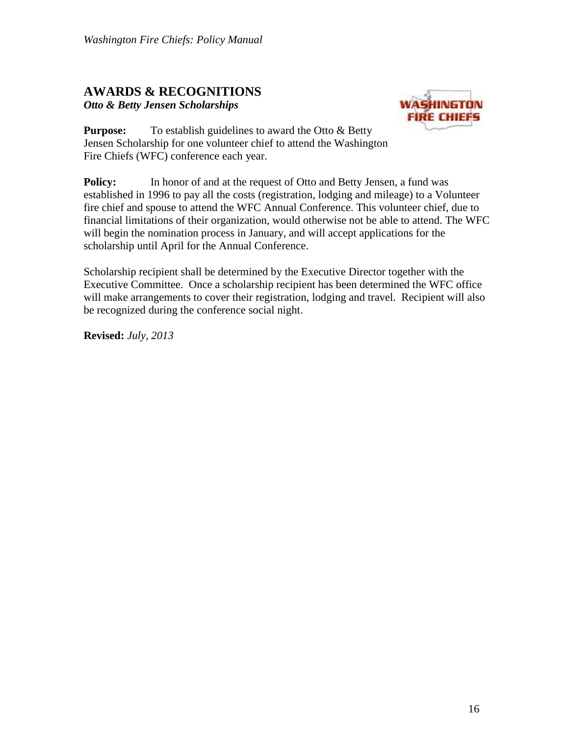## AWARDS & RECOGNITIONS

***Otto & Betty Jensen Scholarships***

**Purpose:** To establish guidelines to award the Otto & Betty Jensen Scholarship for one volunteer chief to attend the Washington Fire Chiefs (WFC) conference each year.

**Policy:** In honor of and at the request of Otto and Betty Jensen, a fund was established in 1996 to pay all the costs (registration, lodging and mileage) to a Volunteer fire chief and spouse to attend the WFC Annual Conference. This volunteer chief, due to financial limitations of their organization, would otherwise not be able to attend. The WFC will begin the nomination process in January, and will accept applications for the scholarship until April for the Annual Conference.

Scholarship recipient shall be determined by the Executive Director together with the Executive Committee. Once a scholarship recipient has been determined the WFC office will make arrangements to cover their registration, lodging and travel. Recipient will also be recognized during the conference social night.

**Revised:** *July, 2013*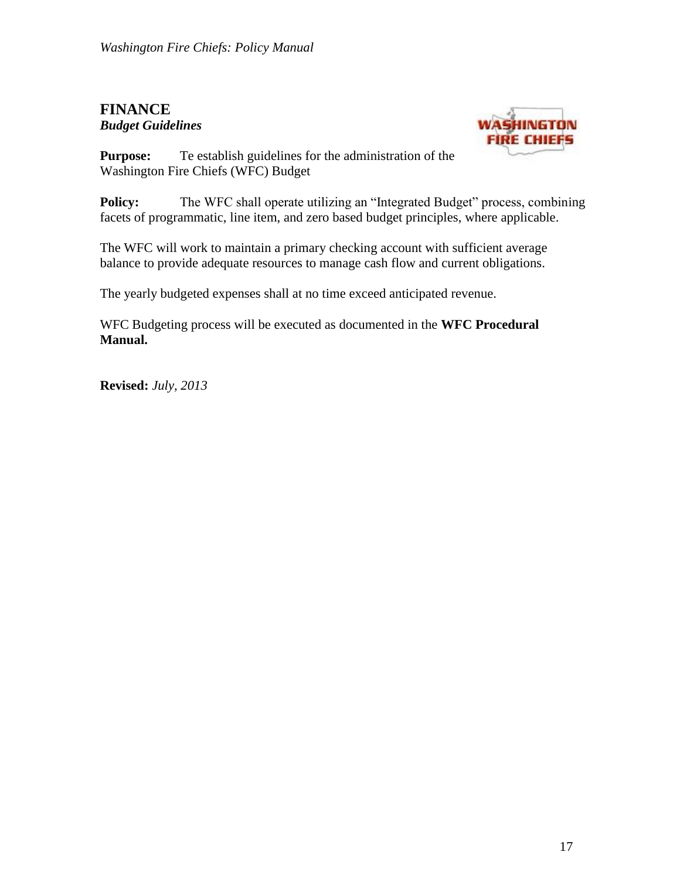# FINANCE

***Budget Guidelines***

**Purpose:** Te establish guidelines for the administration of the Washington Fire Chiefs (WFC) Budget

**Policy:** The WFC shall operate utilizing an "Integrated Budget" process, combining facets of programmatic, line item, and zero based budget principles, where applicable.

The WFC will work to maintain a primary checking account with sufficient average balance to provide adequate resources to manage cash flow and current obligations.

The yearly budgeted expenses shall at no time exceed anticipated revenue.

WFC Budgeting process will be executed as documented in the **WFC Procedural Manual.**

**Revised:** *July, 2013*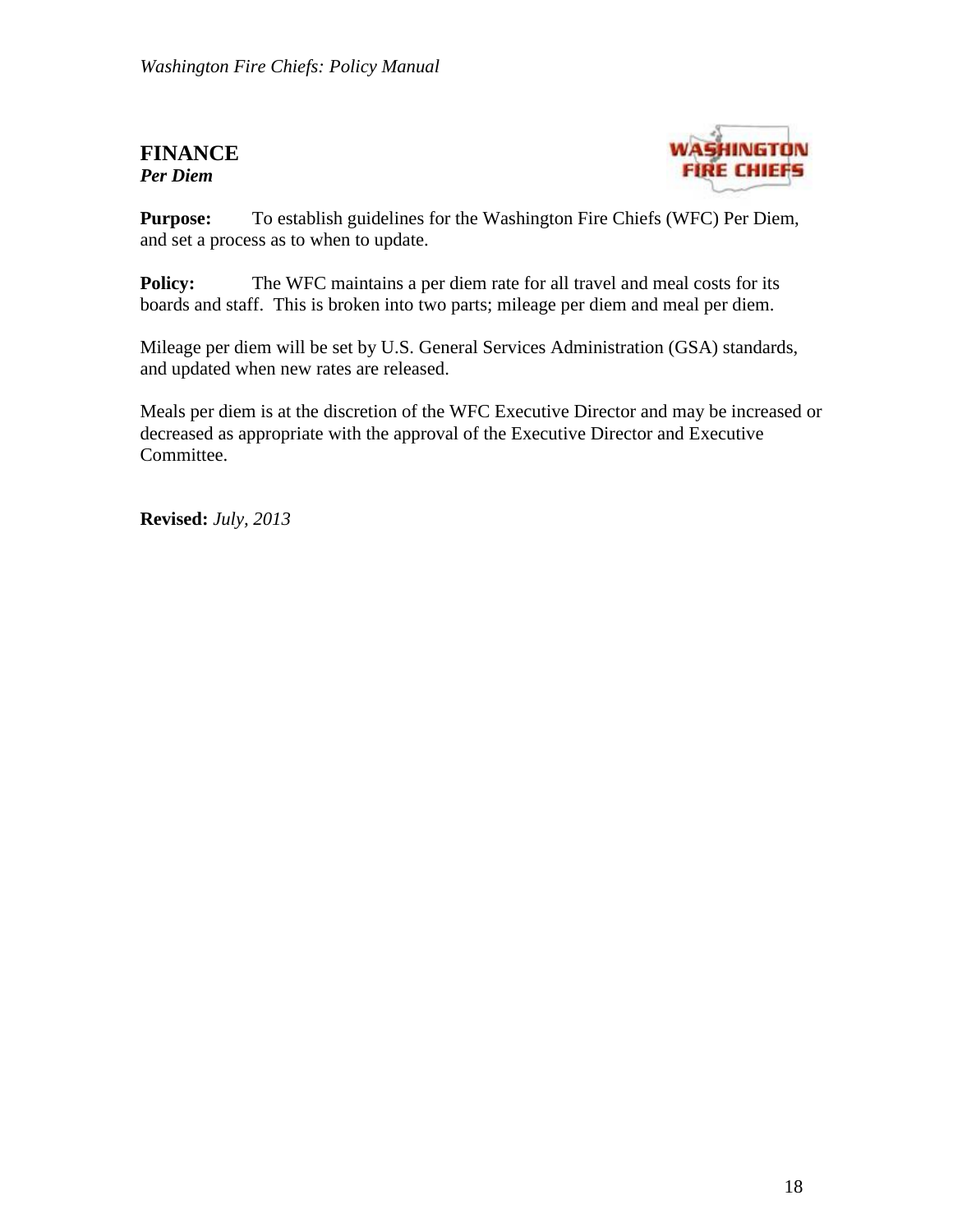# FINANCE

***Per Diem***

**Purpose:** To establish guidelines for the Washington Fire Chiefs (WFC) Per Diem, and set a process as to when to update.

**Policy:** The WFC maintains a per diem rate for all travel and meal costs for its boards and staff. This is broken into two parts; mileage per diem and meal per diem.

Mileage per diem will be set by U.S. General Services Administration (GSA) standards, and updated when new rates are released.

Meals per diem is at the discretion of the WFC Executive Director and may be increased or decreased as appropriate with the approval of the Executive Director and Executive Committee.

**Revised:** *July, 2013*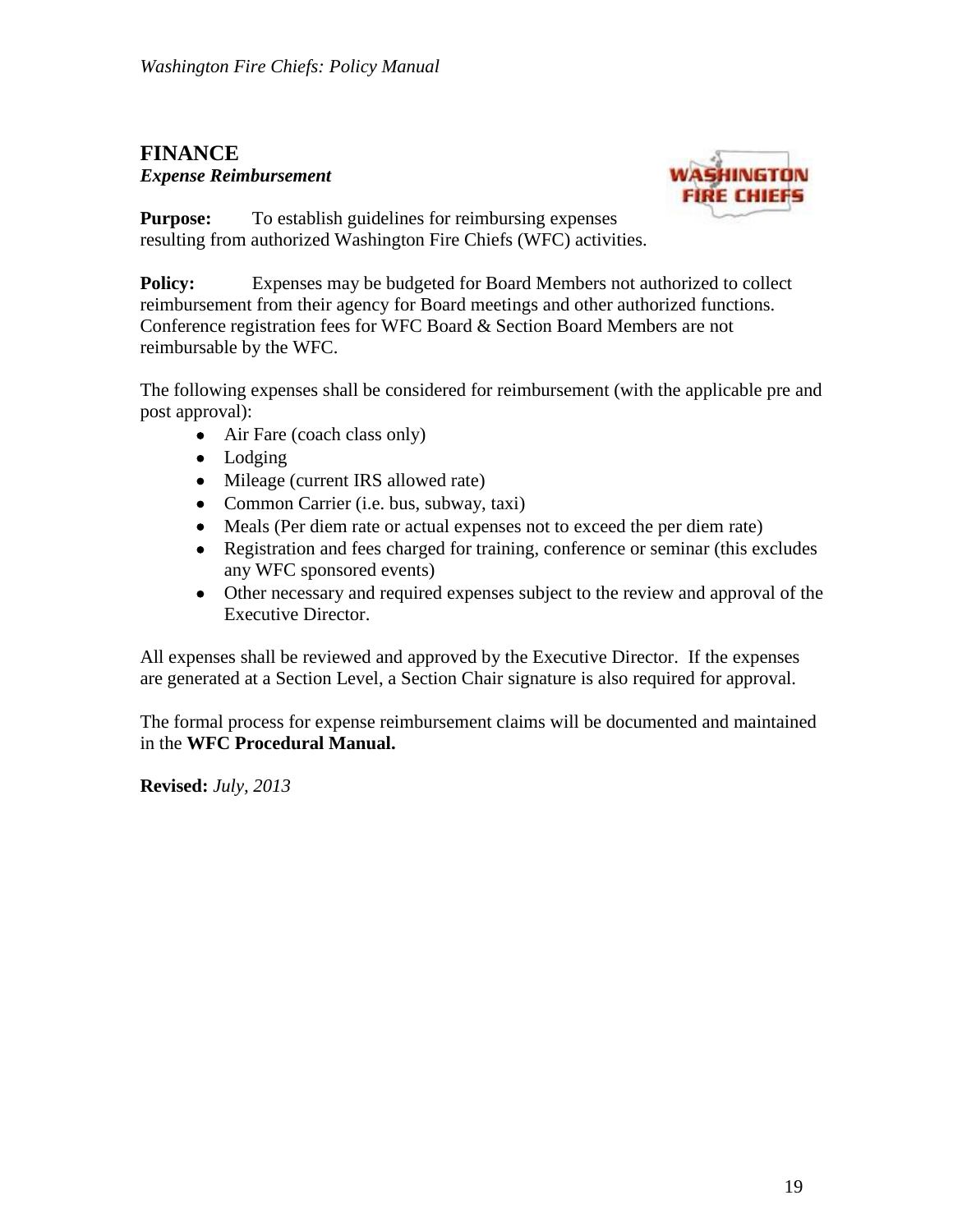# FINANCE

***Expense Reimbursement***

**Purpose:** To establish guidelines for reimbursing expenses resulting from authorized Washington Fire Chiefs (WFC) activities.

**Policy:** Expenses may be budgeted for Board Members not authorized to collect reimbursement from their agency for Board meetings and other authorized functions. Conference registration fees for WFC Board & Section Board Members are not reimbursable by the WFC.

The following expenses shall be considered for reimbursement (with the applicable pre and post approval):

- Air Fare (coach class only)
- Lodging
- Mileage (current IRS allowed rate)
- Common Carrier (i.e. bus, subway, taxi)
- Meals (Per diem rate or actual expenses not to exceed the per diem rate)
- Registration and fees charged for training, conference or seminar (this excludes any WFC sponsored events)
- Other necessary and required expenses subject to the review and approval of the Executive Director.

All expenses shall be reviewed and approved by the Executive Director. If the expenses are generated at a Section Level, a Section Chair signature is also required for approval.

The formal process for expense reimbursement claims will be documented and maintained in the **WFC Procedural Manual.**

**Revised:** *July, 2013*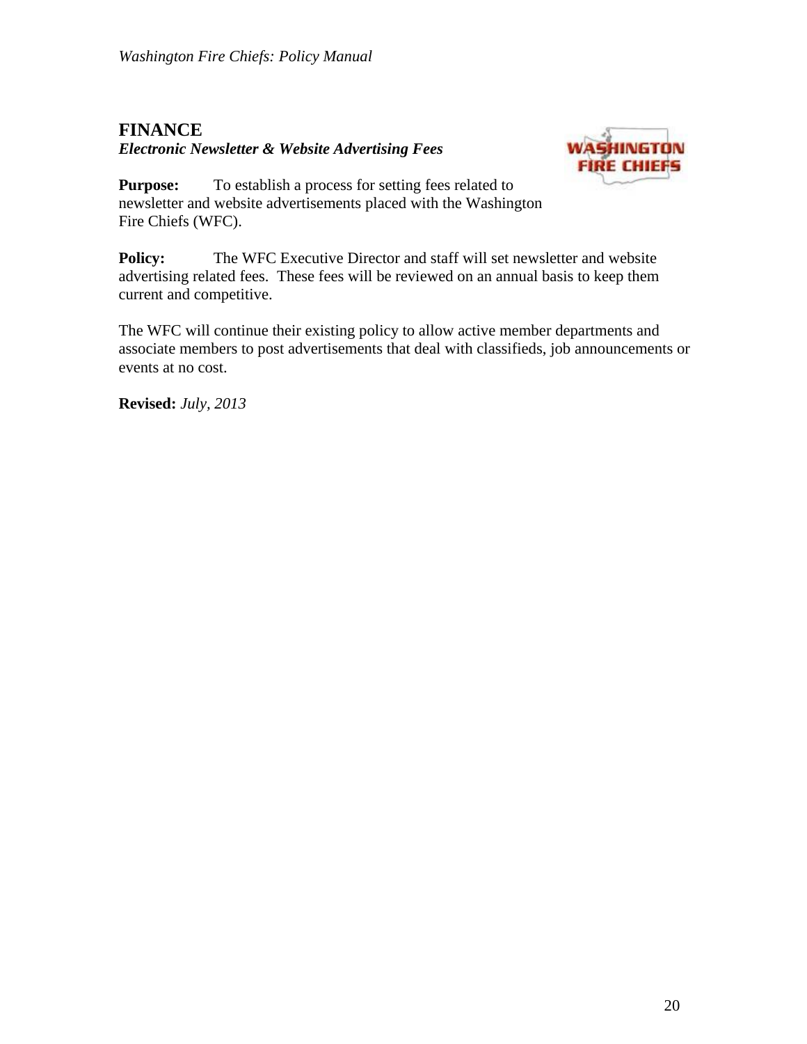## FINANCE

***Electronic Newsletter & Website Advertising Fees***

**Purpose:** To establish a process for setting fees related to newsletter and website advertisements placed with the Washington Fire Chiefs (WFC).

**Policy:** The WFC Executive Director and staff will set newsletter and website advertising related fees. These fees will be reviewed on an annual basis to keep them current and competitive.

The WFC will continue their existing policy to allow active member departments and associate members to post advertisements that deal with classifieds, job announcements or events at no cost.

**Revised:** *July, 2013*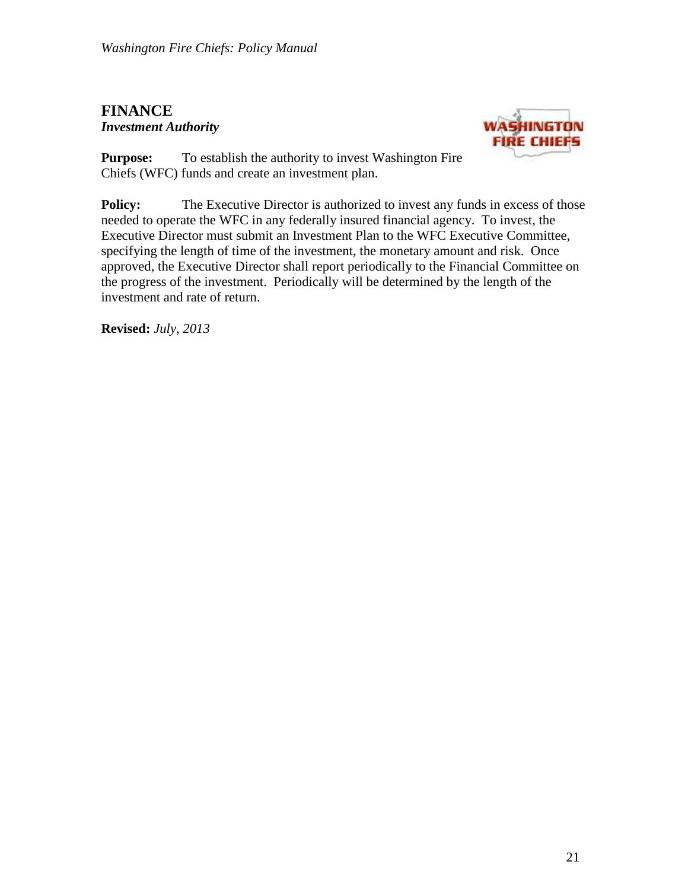# FINANCE

***Investment Authority***

**Purpose:** To establish the authority to invest Washington Fire Chiefs (WFC) funds and create an investment plan.

**Policy:** The Executive Director is authorized to invest any funds in excess of those needed to operate the WFC in any federally insured financial agency. To invest, the Executive Director must submit an Investment Plan to the WFC Executive Committee, specifying the length of time of the investment, the monetary amount and risk. Once approved, the Executive Director shall report periodically to the Financial Committee on the progress of the investment. Periodically will be determined by the length of the investment and rate of return.

**Revised:** *July, 2013*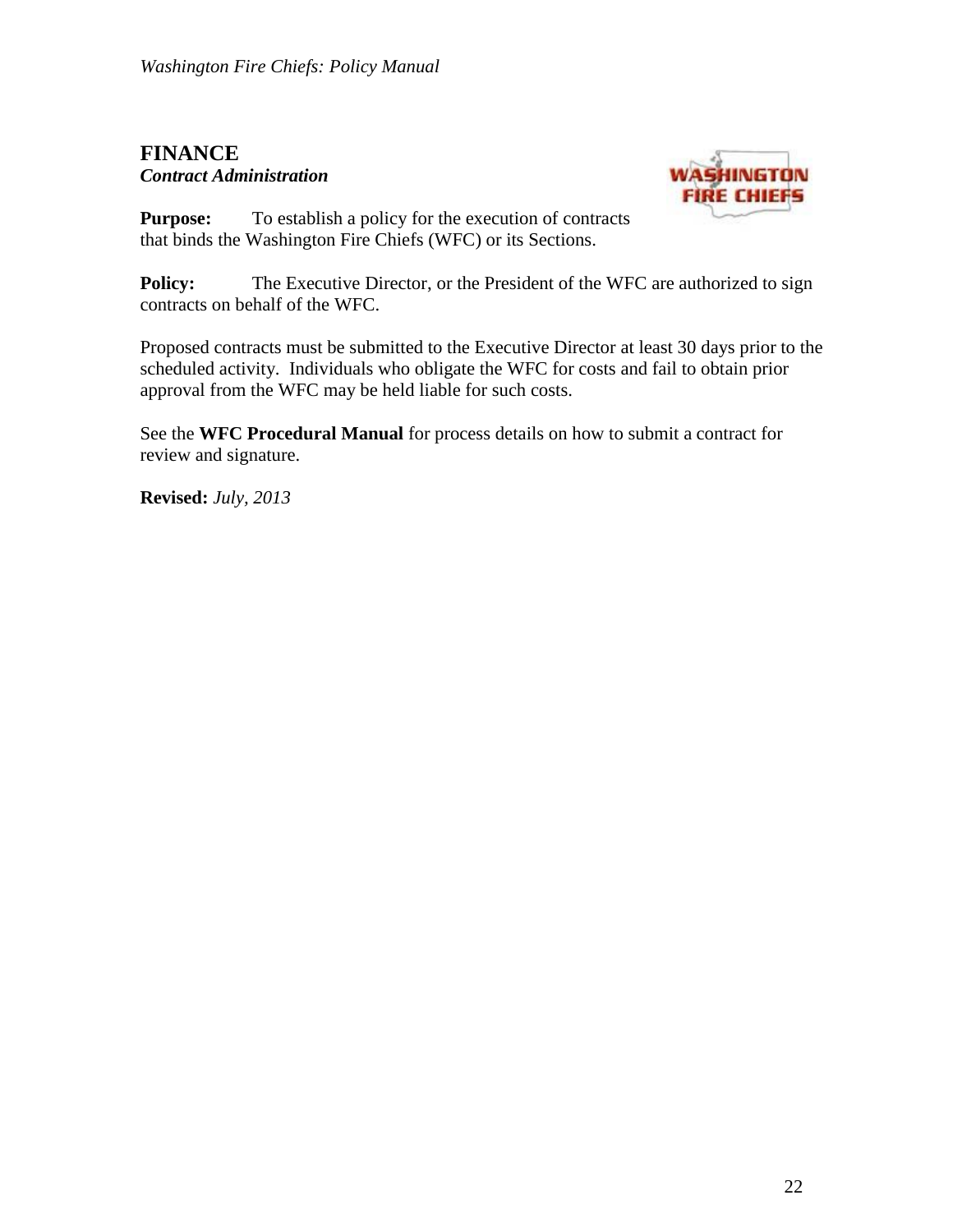# FINANCE

***Contract Administration***

**Purpose:** To establish a policy for the execution of contracts that binds the Washington Fire Chiefs (WFC) or its Sections.

**Policy:** The Executive Director, or the President of the WFC are authorized to sign contracts on behalf of the WFC.

Proposed contracts must be submitted to the Executive Director at least 30 days prior to the scheduled activity. Individuals who obligate the WFC for costs and fail to obtain prior approval from the WFC may be held liable for such costs.

See the **WFC Procedural Manual** for process details on how to submit a contract for review and signature.

**Revised:** *July, 2013*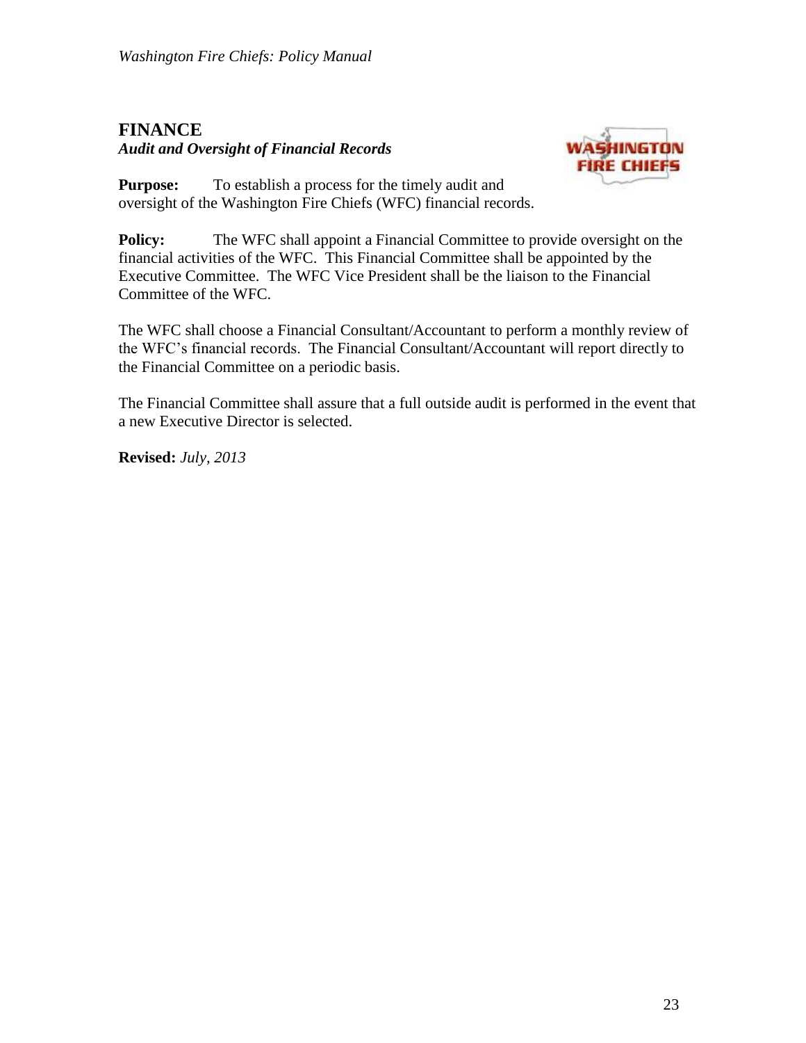# FINANCE

***Audit and Oversight of Financial Records***

**Purpose:** To establish a process for the timely audit and oversight of the Washington Fire Chiefs (WFC) financial records.

**Policy:** The WFC shall appoint a Financial Committee to provide oversight on the financial activities of the WFC. This Financial Committee shall be appointed by the Executive Committee. The WFC Vice President shall be the liaison to the Financial Committee of the WFC.

The WFC shall choose a Financial Consultant/Accountant to perform a monthly review of the WFC's financial records. The Financial Consultant/Accountant will report directly to the Financial Committee on a periodic basis.

The Financial Committee shall assure that a full outside audit is performed in the event that a new Executive Director is selected.

**Revised:** *July, 2013*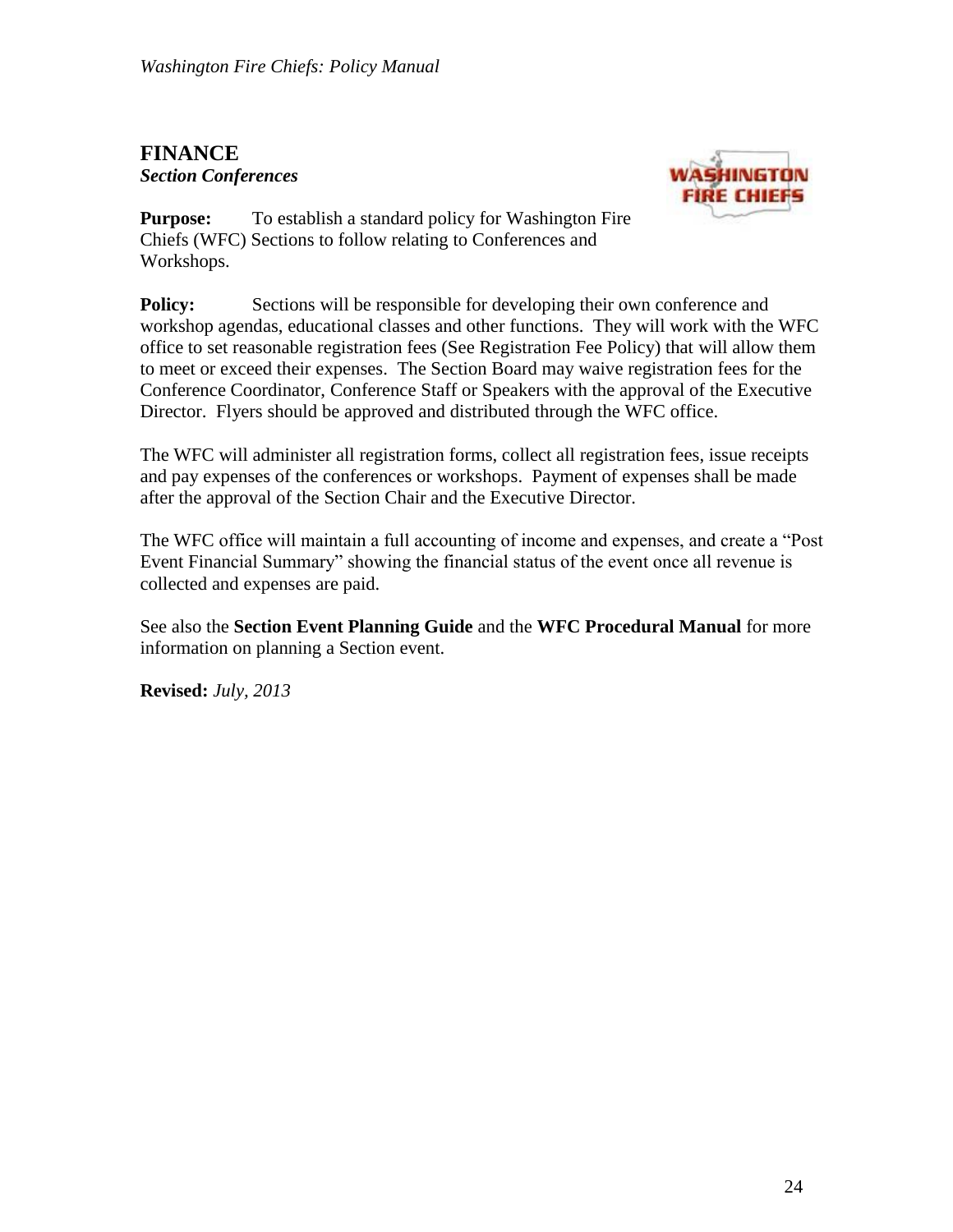## FINANCE

***Section Conferences***

**Purpose:** To establish a standard policy for Washington Fire Chiefs (WFC) Sections to follow relating to Conferences and Workshops.

**Policy:** Sections will be responsible for developing their own conference and workshop agendas, educational classes and other functions. They will work with the WFC office to set reasonable registration fees (See Registration Fee Policy) that will allow them to meet or exceed their expenses. The Section Board may waive registration fees for the Conference Coordinator, Conference Staff or Speakers with the approval of the Executive Director. Flyers should be approved and distributed through the WFC office.

The WFC will administer all registration forms, collect all registration fees, issue receipts and pay expenses of the conferences or workshops. Payment of expenses shall be made after the approval of the Section Chair and the Executive Director.

The WFC office will maintain a full accounting of income and expenses, and create a "Post Event Financial Summary" showing the financial status of the event once all revenue is collected and expenses are paid.

See also the **Section Event Planning Guide** and the **WFC Procedural Manual** for more information on planning a Section event.

**Revised:** *July, 2013*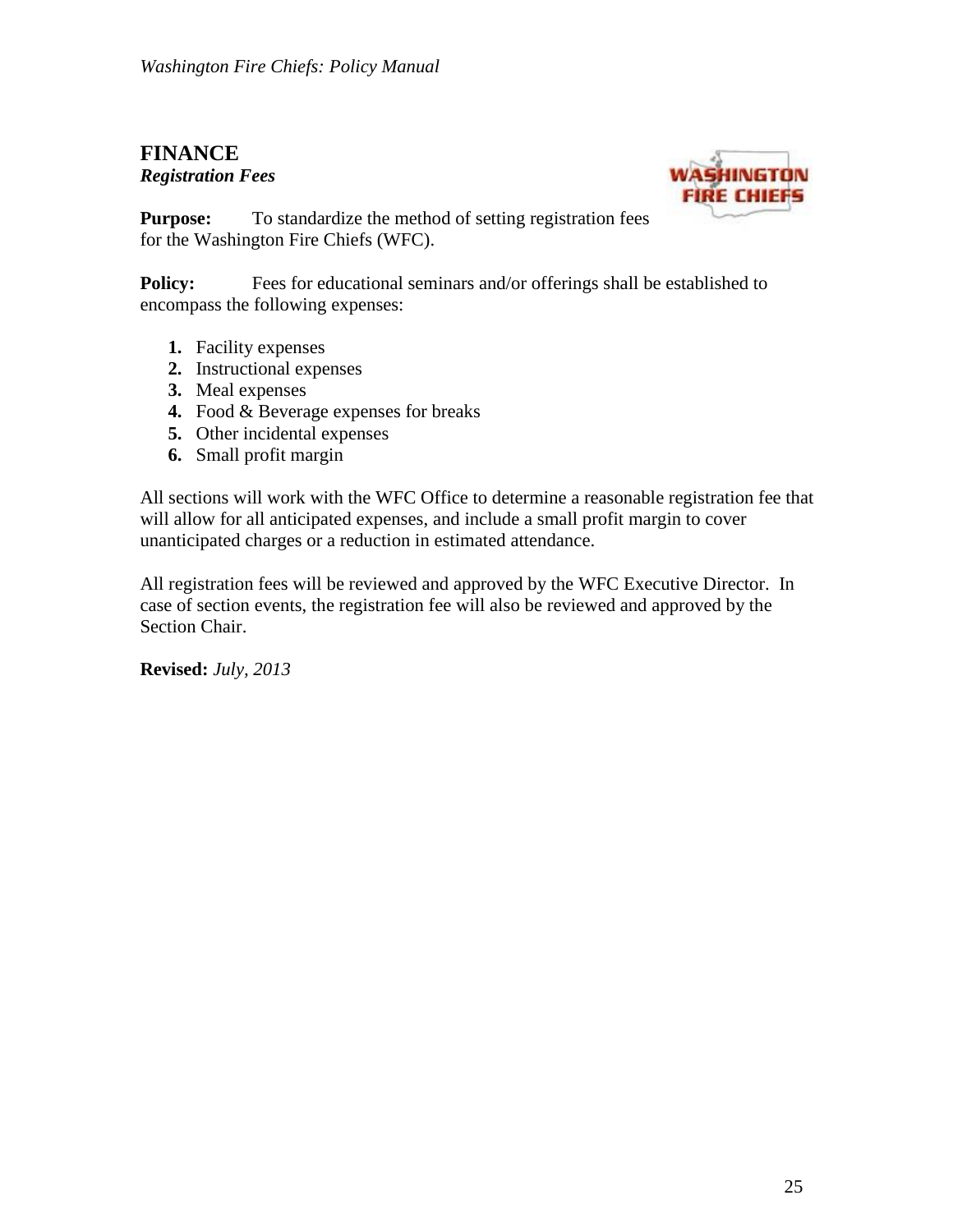## FINANCE

***Registration Fees***

**Purpose:** To standardize the method of setting registration fees for the Washington Fire Chiefs (WFC).

**Policy:** Fees for educational seminars and/or offerings shall be established to encompass the following expenses:

1. Facility expenses
2. Instructional expenses
3. Meal expenses
4. Food & Beverage expenses for breaks
5. Other incidental expenses
6. Small profit margin

All sections will work with the WFC Office to determine a reasonable registration fee that will allow for all anticipated expenses, and include a small profit margin to cover unanticipated charges or a reduction in estimated attendance.

All registration fees will be reviewed and approved by the WFC Executive Director. In case of section events, the registration fee will also be reviewed and approved by the Section Chair.

**Revised:** *July, 2013*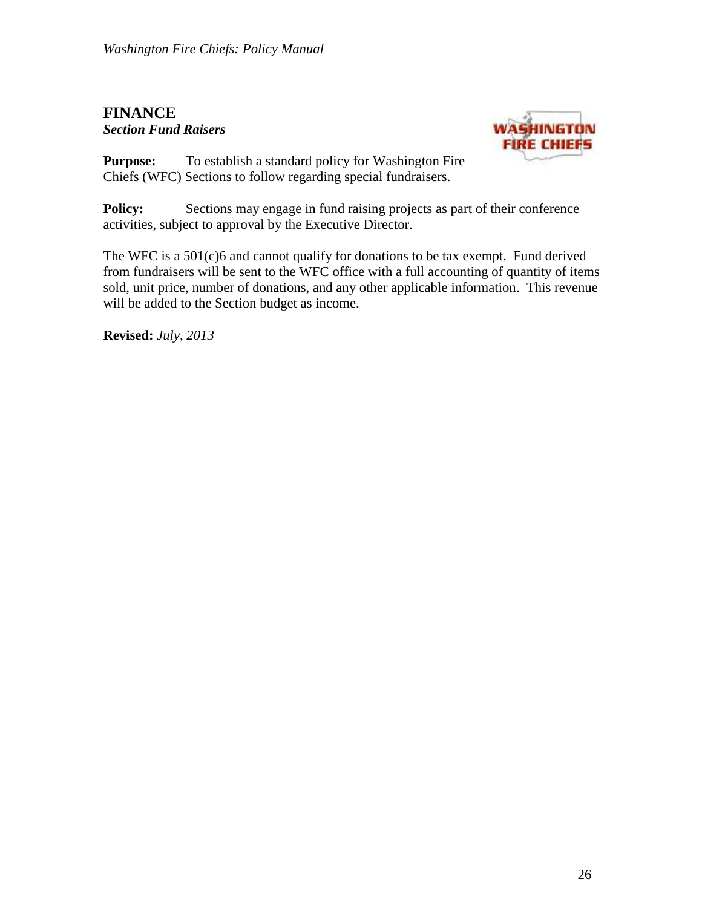# FINANCE

***Section Fund Raisers***

**Purpose:** To establish a standard policy for Washington Fire Chiefs (WFC) Sections to follow regarding special fundraisers.

**Policy:** Sections may engage in fund raising projects as part of their conference activities, subject to approval by the Executive Director.

The WFC is a 501(c)6 and cannot qualify for donations to be tax exempt. Fund derived from fundraisers will be sent to the WFC office with a full accounting of quantity of items sold, unit price, number of donations, and any other applicable information. This revenue will be added to the Section budget as income.

**Revised:** *July, 2013*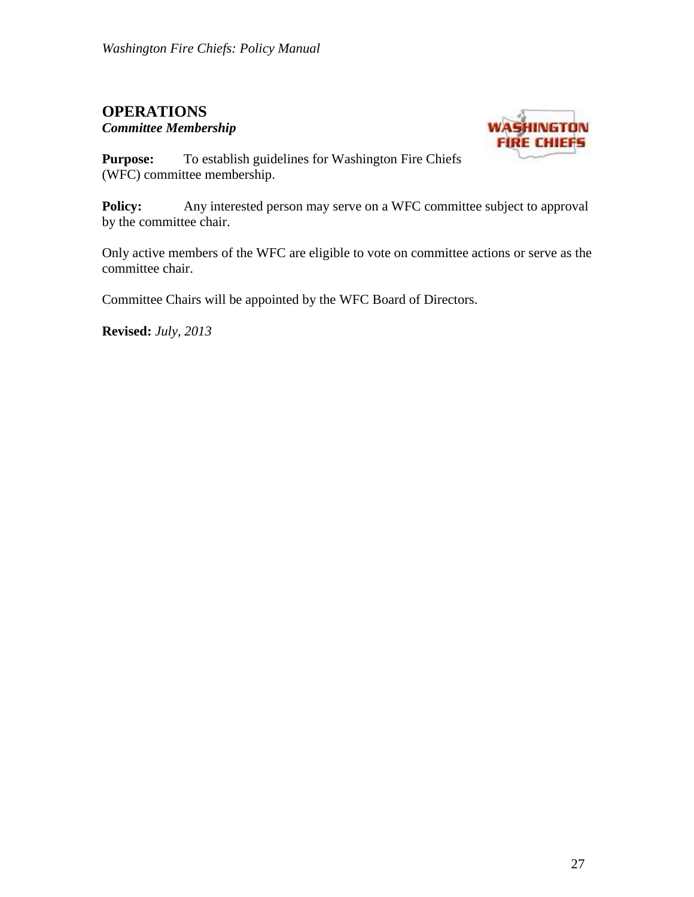# OPERATIONS

***Committee Membership***

**Purpose:** To establish guidelines for Washington Fire Chiefs (WFC) committee membership.

**Policy:** Any interested person may serve on a WFC committee subject to approval by the committee chair.

Only active members of the WFC are eligible to vote on committee actions or serve as the committee chair.

Committee Chairs will be appointed by the WFC Board of Directors.

**Revised:** *July, 2013*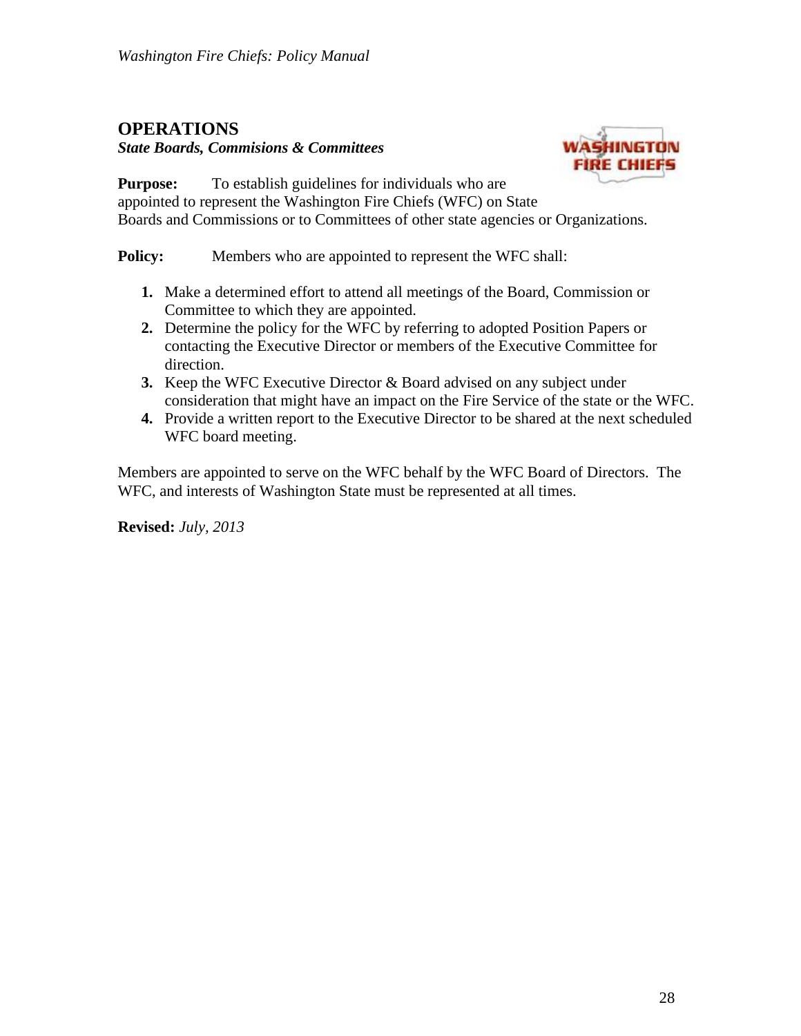# OPERATIONS

***State Boards, Commisions & Committees***

**Purpose:** To establish guidelines for individuals who are appointed to represent the Washington Fire Chiefs (WFC) on State Boards and Commissions or to Committees of other state agencies or Organizations.

**Policy:** Members who are appointed to represent the WFC shall:

1. Make a determined effort to attend all meetings of the Board, Commission or Committee to which they are appointed.
2. Determine the policy for the WFC by referring to adopted Position Papers or contacting the Executive Director or members of the Executive Committee for direction.
3. Keep the WFC Executive Director & Board advised on any subject under consideration that might have an impact on the Fire Service of the state or the WFC.
4. Provide a written report to the Executive Director to be shared at the next scheduled WFC board meeting.

Members are appointed to serve on the WFC behalf by the WFC Board of Directors. The WFC, and interests of Washington State must be represented at all times.

**Revised:** *July, 2013*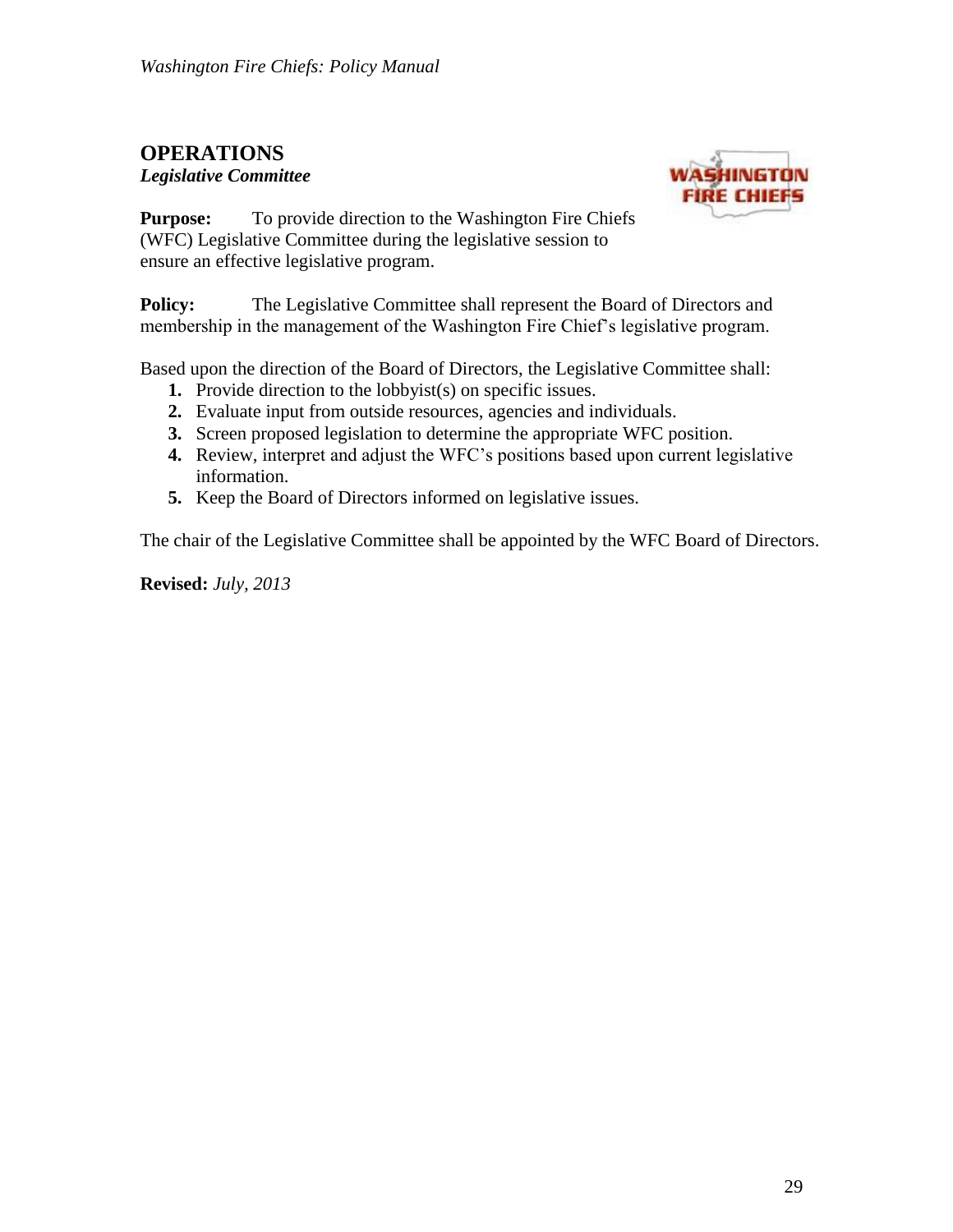## OPERATIONS

***Legislative Committee***

**Purpose:** To provide direction to the Washington Fire Chiefs (WFC) Legislative Committee during the legislative session to ensure an effective legislative program.

**Policy:** The Legislative Committee shall represent the Board of Directors and membership in the management of the Washington Fire Chief's legislative program.

Based upon the direction of the Board of Directors, the Legislative Committee shall:

1. Provide direction to the lobbyist(s) on specific issues.
2. Evaluate input from outside resources, agencies and individuals.
3. Screen proposed legislation to determine the appropriate WFC position.
4. Review, interpret and adjust the WFC's positions based upon current legislative information.
5. Keep the Board of Directors informed on legislative issues.

The chair of the Legislative Committee shall be appointed by the WFC Board of Directors.

**Revised:** *July, 2013*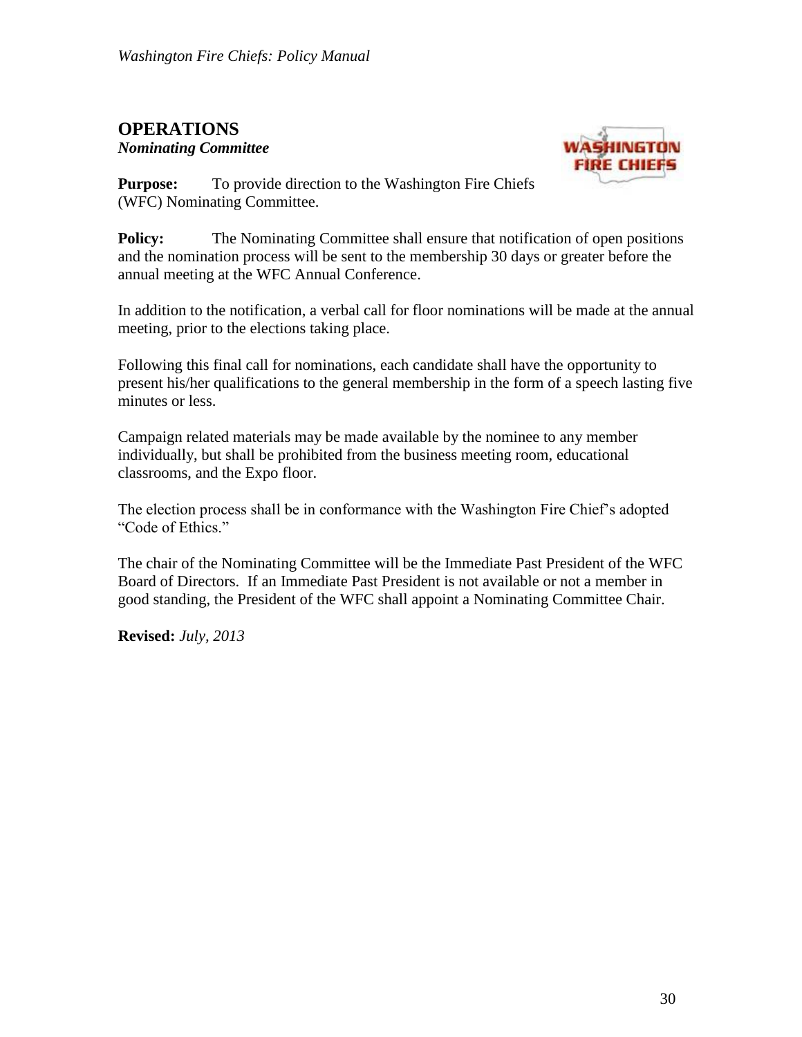## OPERATIONS

***Nominating Committee***

**Purpose:** To provide direction to the Washington Fire Chiefs (WFC) Nominating Committee.

**Policy:** The Nominating Committee shall ensure that notification of open positions and the nomination process will be sent to the membership 30 days or greater before the annual meeting at the WFC Annual Conference.

In addition to the notification, a verbal call for floor nominations will be made at the annual meeting, prior to the elections taking place.

Following this final call for nominations, each candidate shall have the opportunity to present his/her qualifications to the general membership in the form of a speech lasting five minutes or less.

Campaign related materials may be made available by the nominee to any member individually, but shall be prohibited from the business meeting room, educational classrooms, and the Expo floor.

The election process shall be in conformance with the Washington Fire Chief's adopted "Code of Ethics."

The chair of the Nominating Committee will be the Immediate Past President of the WFC Board of Directors. If an Immediate Past President is not available or not a member in good standing, the President of the WFC shall appoint a Nominating Committee Chair.

**Revised:** *July, 2013*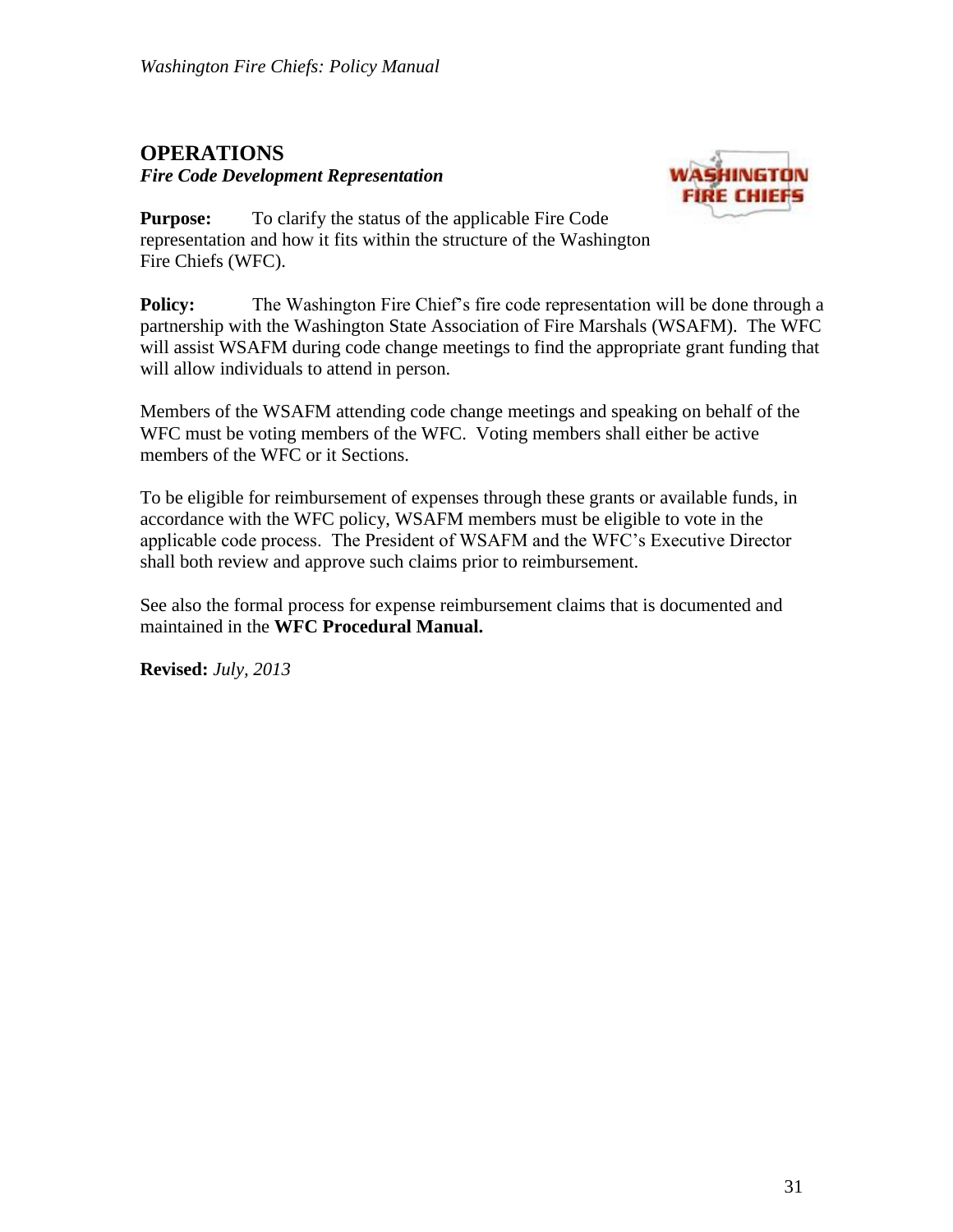# OPERATIONS

***Fire Code Development Representation***

**Purpose:** To clarify the status of the applicable Fire Code representation and how it fits within the structure of the Washington Fire Chiefs (WFC).

**Policy:** The Washington Fire Chief's fire code representation will be done through a partnership with the Washington State Association of Fire Marshals (WSAFM). The WFC will assist WSAFM during code change meetings to find the appropriate grant funding that will allow individuals to attend in person.

Members of the WSAFM attending code change meetings and speaking on behalf of the WFC must be voting members of the WFC. Voting members shall either be active members of the WFC or it Sections.

To be eligible for reimbursement of expenses through these grants or available funds, in accordance with the WFC policy, WSAFM members must be eligible to vote in the applicable code process. The President of WSAFM and the WFC's Executive Director shall both review and approve such claims prior to reimbursement.

See also the formal process for expense reimbursement claims that is documented and maintained in the **WFC Procedural Manual.**

**Revised:** *July, 2013*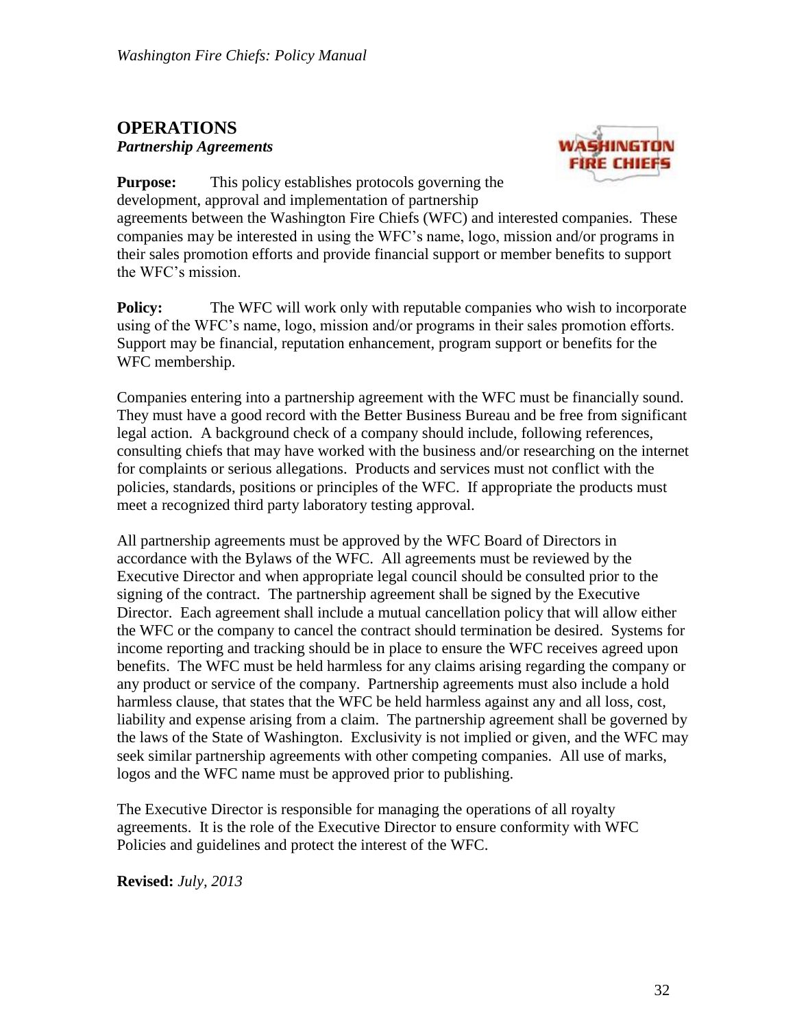## OPERATIONS

***Partnership Agreements***

**Purpose:** This policy establishes protocols governing the development, approval and implementation of partnership agreements between the Washington Fire Chiefs (WFC) and interested companies. These companies may be interested in using the WFC's name, logo, mission and/or programs in their sales promotion efforts and provide financial support or member benefits to support the WFC's mission.

**Policy:** The WFC will work only with reputable companies who wish to incorporate using of the WFC's name, logo, mission and/or programs in their sales promotion efforts. Support may be financial, reputation enhancement, program support or benefits for the WFC membership.

Companies entering into a partnership agreement with the WFC must be financially sound. They must have a good record with the Better Business Bureau and be free from significant legal action. A background check of a company should include, following references, consulting chiefs that may have worked with the business and/or researching on the internet for complaints or serious allegations. Products and services must not conflict with the policies, standards, positions or principles of the WFC. If appropriate the products must meet a recognized third party laboratory testing approval.

All partnership agreements must be approved by the WFC Board of Directors in accordance with the Bylaws of the WFC. All agreements must be reviewed by the Executive Director and when appropriate legal council should be consulted prior to the signing of the contract. The partnership agreement shall be signed by the Executive Director. Each agreement shall include a mutual cancellation policy that will allow either the WFC or the company to cancel the contract should termination be desired. Systems for income reporting and tracking should be in place to ensure the WFC receives agreed upon benefits. The WFC must be held harmless for any claims arising regarding the company or any product or service of the company. Partnership agreements must also include a hold harmless clause, that states that the WFC be held harmless against any and all loss, cost, liability and expense arising from a claim. The partnership agreement shall be governed by the laws of the State of Washington. Exclusivity is not implied or given, and the WFC may seek similar partnership agreements with other competing companies. All use of marks, logos and the WFC name must be approved prior to publishing.

The Executive Director is responsible for managing the operations of all royalty agreements. It is the role of the Executive Director to ensure conformity with WFC Policies and guidelines and protect the interest of the WFC.

**Revised:** *July, 2013*